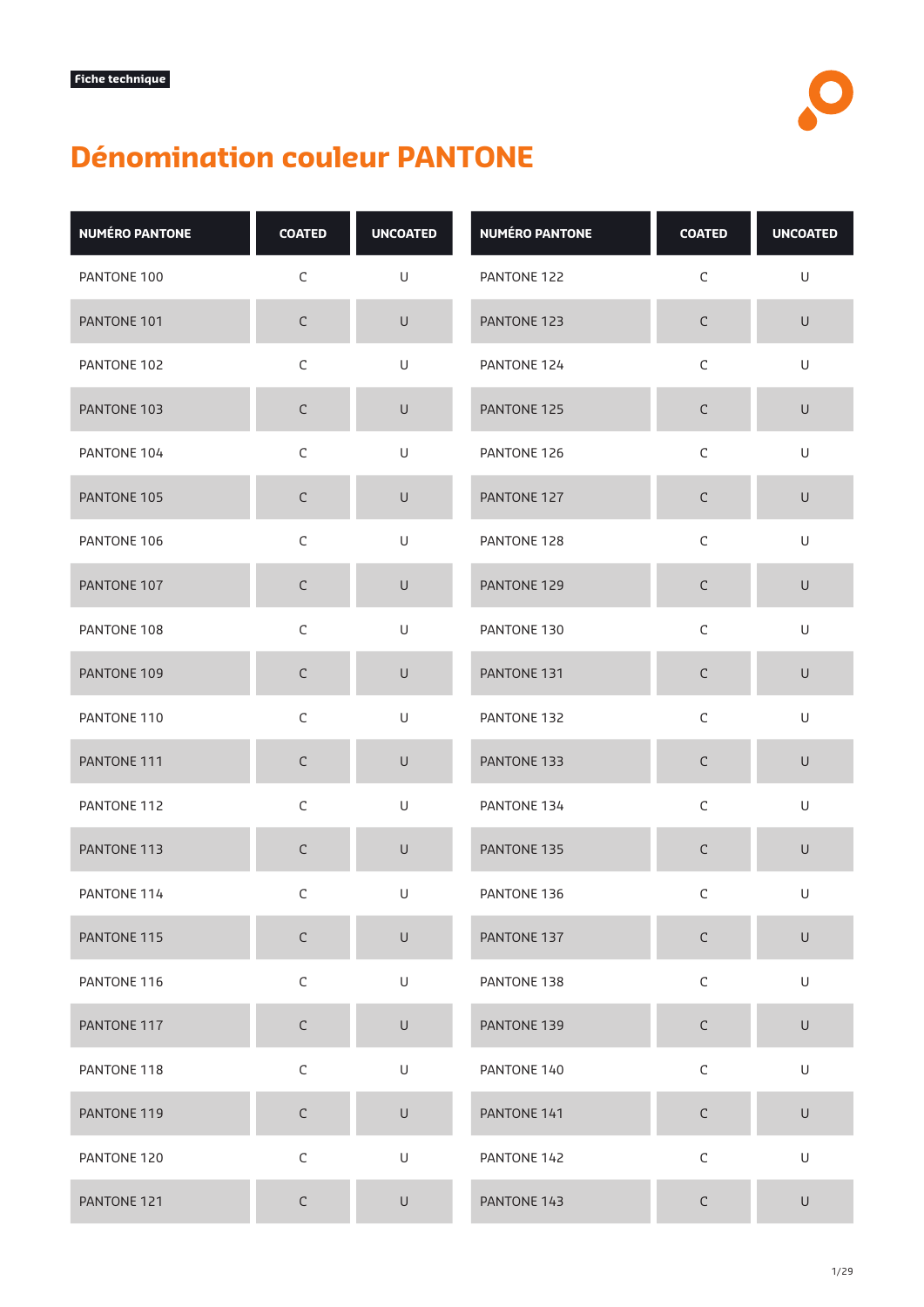Fiche technique

# Dénomination couleur PANTONE

| NUMÉRO PANTONE | COATED | UNCOATED |
|---|---|---|
| PANTONE 100 | C | U |
| PANTONE 101 | C | U |
| PANTONE 102 | C | U |
| PANTONE 103 | C | U |
| PANTONE 104 | C | U |
| PANTONE 105 | C | U |
| PANTONE 106 | C | U |
| PANTONE 107 | C | U |
| PANTONE 108 | C | U |
| PANTONE 109 | C | U |
| PANTONE 110 | C | U |
| PANTONE 111 | C | U |
| PANTONE 112 | C | U |
| PANTONE 113 | C | U |
| PANTONE 114 | C | U |
| PANTONE 115 | C | U |
| PANTONE 116 | C | U |
| PANTONE 117 | C | U |
| PANTONE 118 | C | U |
| PANTONE 119 | C | U |
| PANTONE 120 | C | U |
| PANTONE 121 | C | U |
| PANTONE 122 | C | U |
| PANTONE 123 | C | U |
| PANTONE 124 | C | U |
| PANTONE 125 | C | U |
| PANTONE 126 | C | U |
| PANTONE 127 | C | U |
| PANTONE 128 | C | U |
| PANTONE 129 | C | U |
| PANTONE 130 | C | U |
| PANTONE 131 | C | U |
| PANTONE 132 | C | U |
| PANTONE 133 | C | U |
| PANTONE 134 | C | U |
| PANTONE 135 | C | U |
| PANTONE 136 | C | U |
| PANTONE 137 | C | U |
| PANTONE 138 | C | U |
| PANTONE 139 | C | U |
| PANTONE 140 | C | U |
| PANTONE 141 | C | U |
| PANTONE 142 | C | U |
| PANTONE 143 | C | U |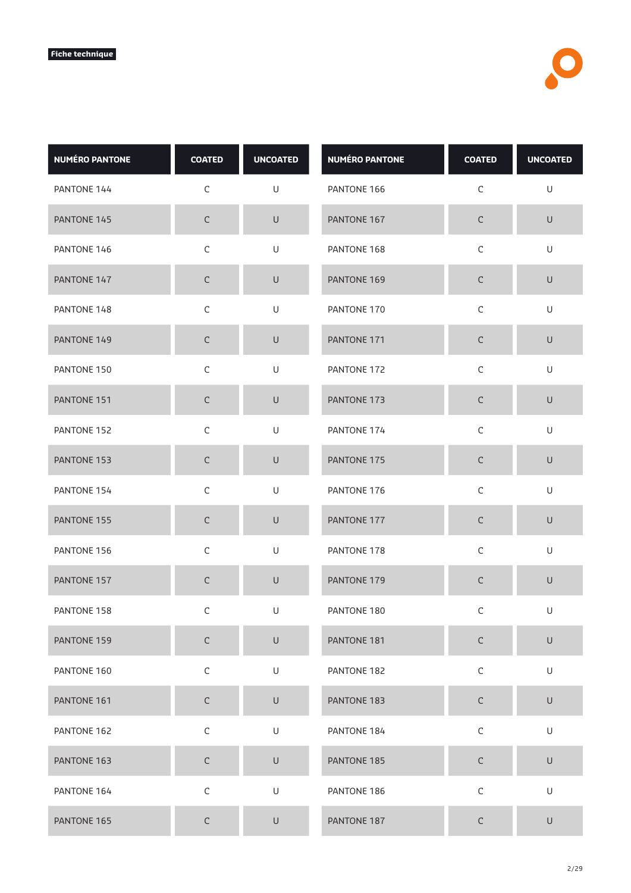Fiche technique

| NUMÉRO PANTONE | COATED | UNCOATED |
|---|---|---|
| PANTONE 144 | C | U |
| PANTONE 145 | C | U |
| PANTONE 146 | C | U |
| PANTONE 147 | C | U |
| PANTONE 148 | C | U |
| PANTONE 149 | C | U |
| PANTONE 150 | C | U |
| PANTONE 151 | C | U |
| PANTONE 152 | C | U |
| PANTONE 153 | C | U |
| PANTONE 154 | C | U |
| PANTONE 155 | C | U |
| PANTONE 156 | C | U |
| PANTONE 157 | C | U |
| PANTONE 158 | C | U |
| PANTONE 159 | C | U |
| PANTONE 160 | C | U |
| PANTONE 161 | C | U |
| PANTONE 162 | C | U |
| PANTONE 163 | C | U |
| PANTONE 164 | C | U |
| PANTONE 165 | C | U |

| NUMÉRO PANTONE | COATED | UNCOATED |
|---|---|---|
| PANTONE 166 | C | U |
| PANTONE 167 | C | U |
| PANTONE 168 | C | U |
| PANTONE 169 | C | U |
| PANTONE 170 | C | U |
| PANTONE 171 | C | U |
| PANTONE 172 | C | U |
| PANTONE 173 | C | U |
| PANTONE 174 | C | U |
| PANTONE 175 | C | U |
| PANTONE 176 | C | U |
| PANTONE 177 | C | U |
| PANTONE 178 | C | U |
| PANTONE 179 | C | U |
| PANTONE 180 | C | U |
| PANTONE 181 | C | U |
| PANTONE 182 | C | U |
| PANTONE 183 | C | U |
| PANTONE 184 | C | U |
| PANTONE 185 | C | U |
| PANTONE 186 | C | U |
| PANTONE 187 | C | U |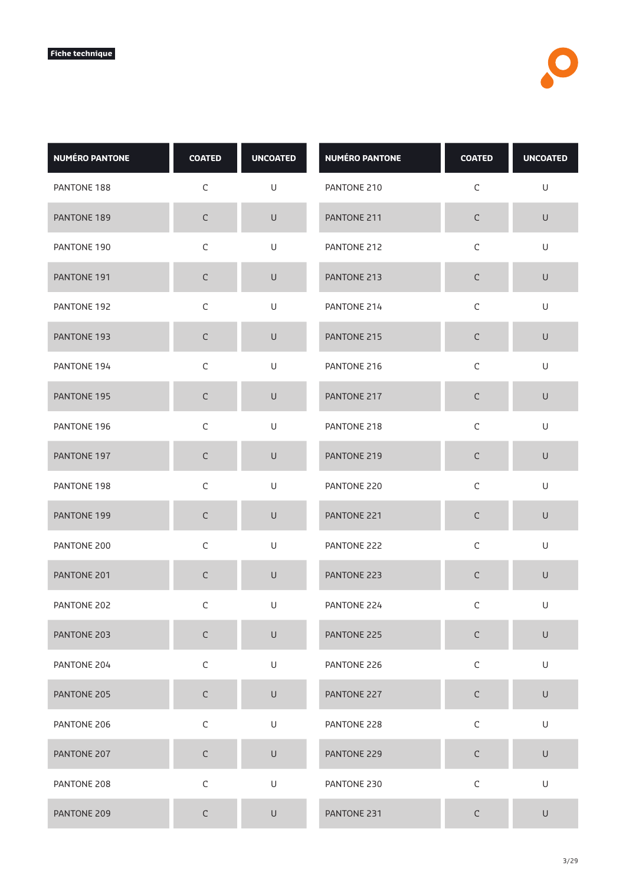**Fiche technique**

| NUMÉRO PANTONE | COATED | UNCOATED |
|---|---|---|
| PANTONE 188 | C | U |
| PANTONE 189 | C | U |
| PANTONE 190 | C | U |
| PANTONE 191 | C | U |
| PANTONE 192 | C | U |
| PANTONE 193 | C | U |
| PANTONE 194 | C | U |
| PANTONE 195 | C | U |
| PANTONE 196 | C | U |
| PANTONE 197 | C | U |
| PANTONE 198 | C | U |
| PANTONE 199 | C | U |
| PANTONE 200 | C | U |
| PANTONE 201 | C | U |
| PANTONE 202 | C | U |
| PANTONE 203 | C | U |
| PANTONE 204 | C | U |
| PANTONE 205 | C | U |
| PANTONE 206 | C | U |
| PANTONE 207 | C | U |
| PANTONE 208 | C | U |
| PANTONE 209 | C | U |

| NUMÉRO PANTONE | COATED | UNCOATED |
|---|---|---|
| PANTONE 210 | C | U |
| PANTONE 211 | C | U |
| PANTONE 212 | C | U |
| PANTONE 213 | C | U |
| PANTONE 214 | C | U |
| PANTONE 215 | C | U |
| PANTONE 216 | C | U |
| PANTONE 217 | C | U |
| PANTONE 218 | C | U |
| PANTONE 219 | C | U |
| PANTONE 220 | C | U |
| PANTONE 221 | C | U |
| PANTONE 222 | C | U |
| PANTONE 223 | C | U |
| PANTONE 224 | C | U |
| PANTONE 225 | C | U |
| PANTONE 226 | C | U |
| PANTONE 227 | C | U |
| PANTONE 228 | C | U |
| PANTONE 229 | C | U |
| PANTONE 230 | C | U |
| PANTONE 231 | C | U |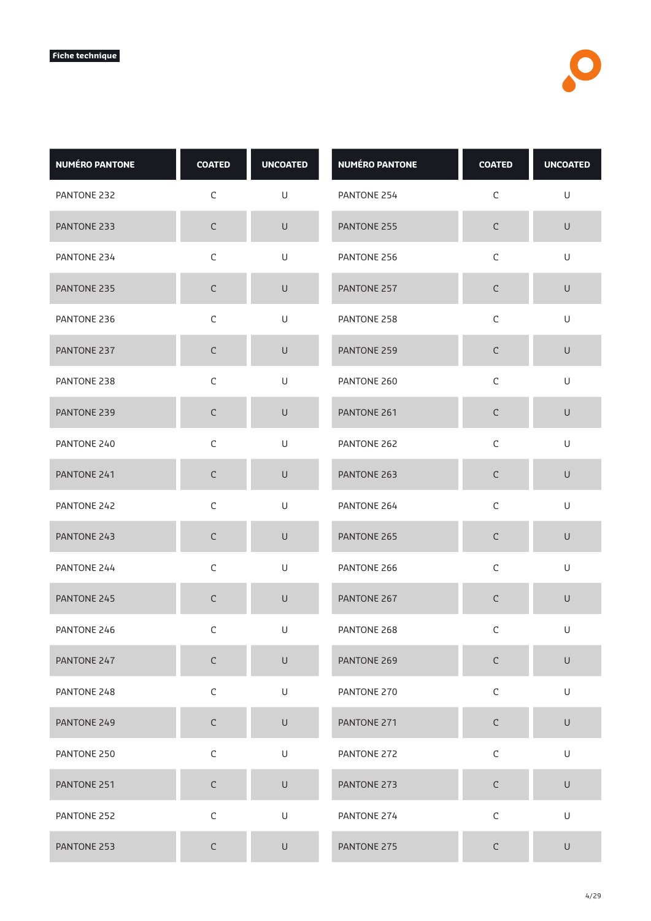Fiche technique

| NUMÉRO PANTONE | COATED | UNCOATED | NUMÉRO PANTONE | COATED | UNCOATED |
|---|---|---|---|---|---|
| PANTONE 232 | C | U | PANTONE 254 | C | U |
| PANTONE 233 | C | U | PANTONE 255 | C | U |
| PANTONE 234 | C | U | PANTONE 256 | C | U |
| PANTONE 235 | C | U | PANTONE 257 | C | U |
| PANTONE 236 | C | U | PANTONE 258 | C | U |
| PANTONE 237 | C | U | PANTONE 259 | C | U |
| PANTONE 238 | C | U | PANTONE 260 | C | U |
| PANTONE 239 | C | U | PANTONE 261 | C | U |
| PANTONE 240 | C | U | PANTONE 262 | C | U |
| PANTONE 241 | C | U | PANTONE 263 | C | U |
| PANTONE 242 | C | U | PANTONE 264 | C | U |
| PANTONE 243 | C | U | PANTONE 265 | C | U |
| PANTONE 244 | C | U | PANTONE 266 | C | U |
| PANTONE 245 | C | U | PANTONE 267 | C | U |
| PANTONE 246 | C | U | PANTONE 268 | C | U |
| PANTONE 247 | C | U | PANTONE 269 | C | U |
| PANTONE 248 | C | U | PANTONE 270 | C | U |
| PANTONE 249 | C | U | PANTONE 271 | C | U |
| PANTONE 250 | C | U | PANTONE 272 | C | U |
| PANTONE 251 | C | U | PANTONE 273 | C | U |
| PANTONE 252 | C | U | PANTONE 274 | C | U |
| PANTONE 253 | C | U | PANTONE 275 | C | U |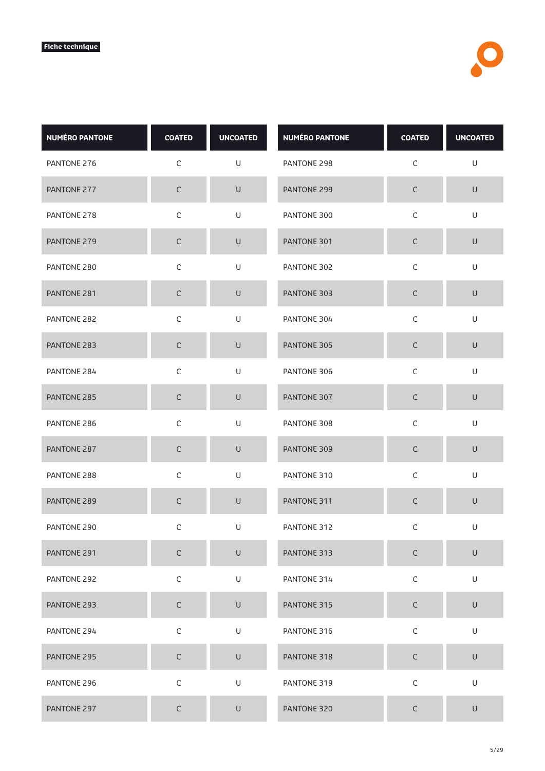Fiche technique

| NUMÉRO PANTONE | COATED | UNCOATED |
|---|---|---|
| PANTONE 276 | C | U |
| PANTONE 277 | C | U |
| PANTONE 278 | C | U |
| PANTONE 279 | C | U |
| PANTONE 280 | C | U |
| PANTONE 281 | C | U |
| PANTONE 282 | C | U |
| PANTONE 283 | C | U |
| PANTONE 284 | C | U |
| PANTONE 285 | C | U |
| PANTONE 286 | C | U |
| PANTONE 287 | C | U |
| PANTONE 288 | C | U |
| PANTONE 289 | C | U |
| PANTONE 290 | C | U |
| PANTONE 291 | C | U |
| PANTONE 292 | C | U |
| PANTONE 293 | C | U |
| PANTONE 294 | C | U |
| PANTONE 295 | C | U |
| PANTONE 296 | C | U |
| PANTONE 297 | C | U |

| NUMÉRO PANTONE | COATED | UNCOATED |
|---|---|---|
| PANTONE 298 | C | U |
| PANTONE 299 | C | U |
| PANTONE 300 | C | U |
| PANTONE 301 | C | U |
| PANTONE 302 | C | U |
| PANTONE 303 | C | U |
| PANTONE 304 | C | U |
| PANTONE 305 | C | U |
| PANTONE 306 | C | U |
| PANTONE 307 | C | U |
| PANTONE 308 | C | U |
| PANTONE 309 | C | U |
| PANTONE 310 | C | U |
| PANTONE 311 | C | U |
| PANTONE 312 | C | U |
| PANTONE 313 | C | U |
| PANTONE 314 | C | U |
| PANTONE 315 | C | U |
| PANTONE 316 | C | U |
| PANTONE 318 | C | U |
| PANTONE 319 | C | U |
| PANTONE 320 | C | U |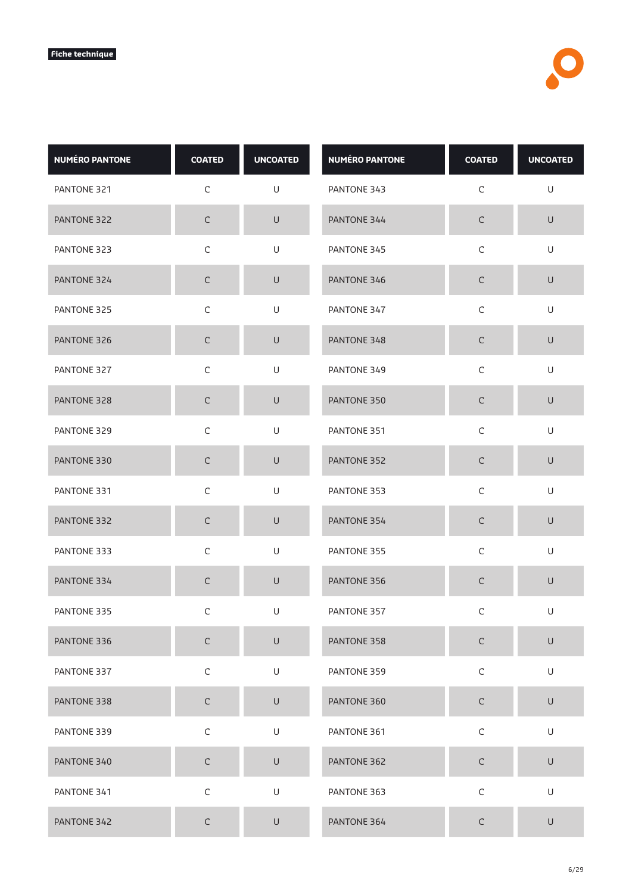**Fiche technique**

| NUMÉRO PANTONE | COATED | UNCOATED |
|---|---|---|
| PANTONE 321 | C | U |
| PANTONE 322 | C | U |
| PANTONE 323 | C | U |
| PANTONE 324 | C | U |
| PANTONE 325 | C | U |
| PANTONE 326 | C | U |
| PANTONE 327 | C | U |
| PANTONE 328 | C | U |
| PANTONE 329 | C | U |
| PANTONE 330 | C | U |
| PANTONE 331 | C | U |
| PANTONE 332 | C | U |
| PANTONE 333 | C | U |
| PANTONE 334 | C | U |
| PANTONE 335 | C | U |
| PANTONE 336 | C | U |
| PANTONE 337 | C | U |
| PANTONE 338 | C | U |
| PANTONE 339 | C | U |
| PANTONE 340 | C | U |
| PANTONE 341 | C | U |
| PANTONE 342 | C | U |

| NUMÉRO PANTONE | COATED | UNCOATED |
|---|---|---|
| PANTONE 343 | C | U |
| PANTONE 344 | C | U |
| PANTONE 345 | C | U |
| PANTONE 346 | C | U |
| PANTONE 347 | C | U |
| PANTONE 348 | C | U |
| PANTONE 349 | C | U |
| PANTONE 350 | C | U |
| PANTONE 351 | C | U |
| PANTONE 352 | C | U |
| PANTONE 353 | C | U |
| PANTONE 354 | C | U |
| PANTONE 355 | C | U |
| PANTONE 356 | C | U |
| PANTONE 357 | C | U |
| PANTONE 358 | C | U |
| PANTONE 359 | C | U |
| PANTONE 360 | C | U |
| PANTONE 361 | C | U |
| PANTONE 362 | C | U |
| PANTONE 363 | C | U |
| PANTONE 364 | C | U |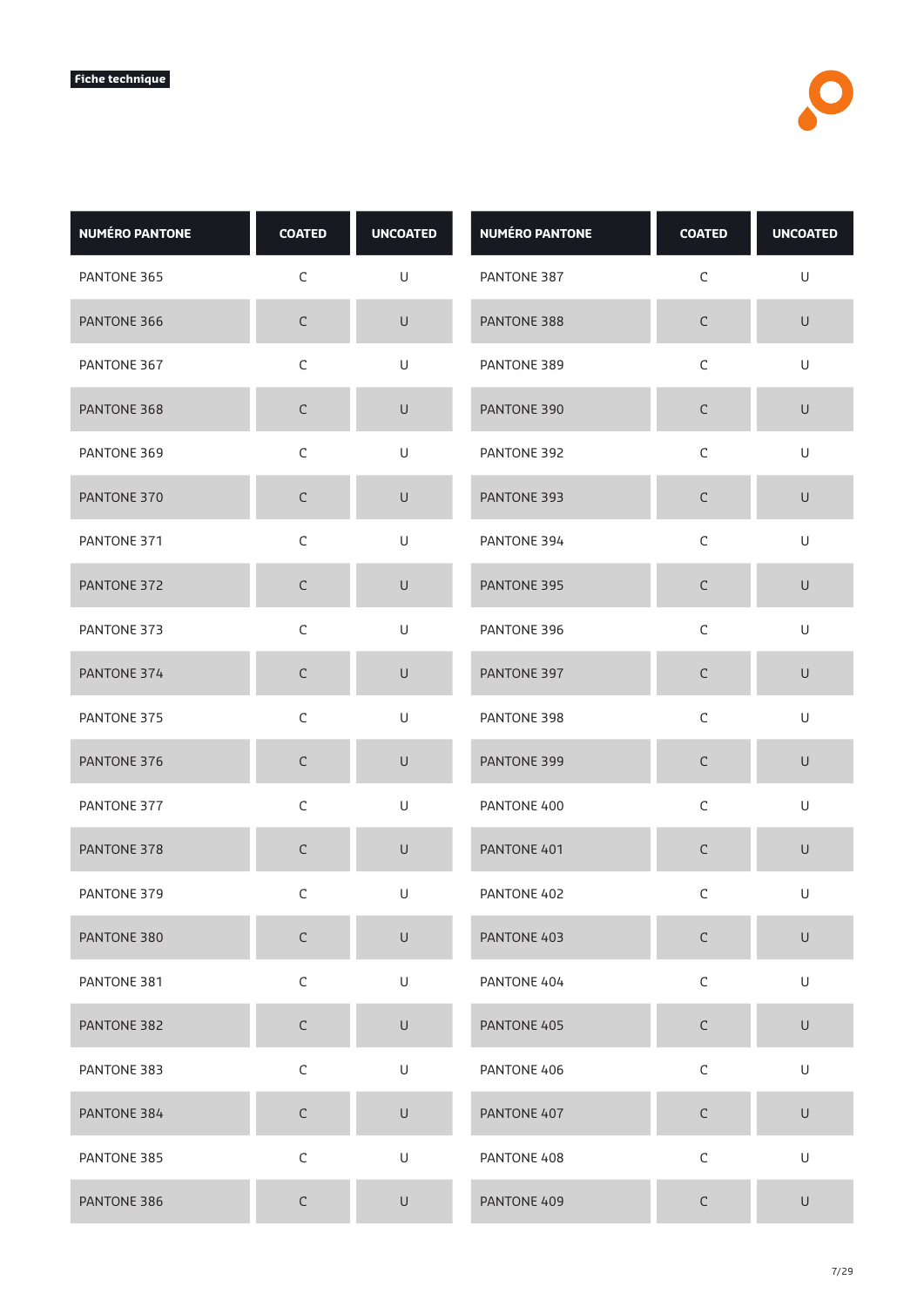Fiche technique

| NUMÉRO PANTONE | COATED | UNCOATED |
|---|---|---|
| PANTONE 365 | C | U |
| PANTONE 366 | C | U |
| PANTONE 367 | C | U |
| PANTONE 368 | C | U |
| PANTONE 369 | C | U |
| PANTONE 370 | C | U |
| PANTONE 371 | C | U |
| PANTONE 372 | C | U |
| PANTONE 373 | C | U |
| PANTONE 374 | C | U |
| PANTONE 375 | C | U |
| PANTONE 376 | C | U |
| PANTONE 377 | C | U |
| PANTONE 378 | C | U |
| PANTONE 379 | C | U |
| PANTONE 380 | C | U |
| PANTONE 381 | C | U |
| PANTONE 382 | C | U |
| PANTONE 383 | C | U |
| PANTONE 384 | C | U |
| PANTONE 385 | C | U |
| PANTONE 386 | C | U |

| NUMÉRO PANTONE | COATED | UNCOATED |
|---|---|---|
| PANTONE 387 | C | U |
| PANTONE 388 | C | U |
| PANTONE 389 | C | U |
| PANTONE 390 | C | U |
| PANTONE 392 | C | U |
| PANTONE 393 | C | U |
| PANTONE 394 | C | U |
| PANTONE 395 | C | U |
| PANTONE 396 | C | U |
| PANTONE 397 | C | U |
| PANTONE 398 | C | U |
| PANTONE 399 | C | U |
| PANTONE 400 | C | U |
| PANTONE 401 | C | U |
| PANTONE 402 | C | U |
| PANTONE 403 | C | U |
| PANTONE 404 | C | U |
| PANTONE 405 | C | U |
| PANTONE 406 | C | U |
| PANTONE 407 | C | U |
| PANTONE 408 | C | U |
| PANTONE 409 | C | U |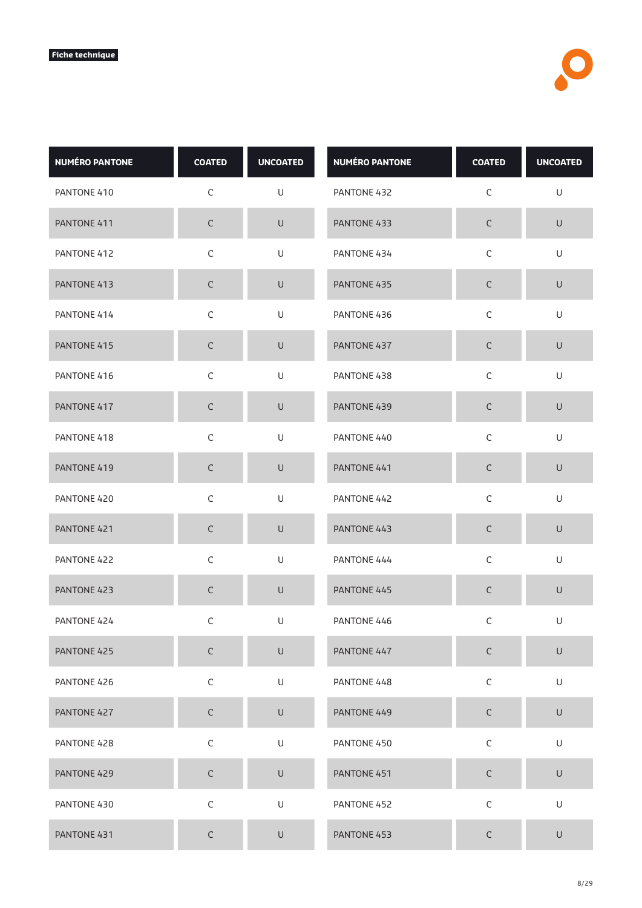Fiche technique

| NUMÉRO PANTONE | COATED | UNCOATED |
| --- | --- | --- |
| PANTONE 410 | C | U |
| PANTONE 411 | C | U |
| PANTONE 412 | C | U |
| PANTONE 413 | C | U |
| PANTONE 414 | C | U |
| PANTONE 415 | C | U |
| PANTONE 416 | C | U |
| PANTONE 417 | C | U |
| PANTONE 418 | C | U |
| PANTONE 419 | C | U |
| PANTONE 420 | C | U |
| PANTONE 421 | C | U |
| PANTONE 422 | C | U |
| PANTONE 423 | C | U |
| PANTONE 424 | C | U |
| PANTONE 425 | C | U |
| PANTONE 426 | C | U |
| PANTONE 427 | C | U |
| PANTONE 428 | C | U |
| PANTONE 429 | C | U |
| PANTONE 430 | C | U |
| PANTONE 431 | C | U |
| PANTONE 432 | C | U |
| PANTONE 433 | C | U |
| PANTONE 434 | C | U |
| PANTONE 435 | C | U |
| PANTONE 436 | C | U |
| PANTONE 437 | C | U |
| PANTONE 438 | C | U |
| PANTONE 439 | C | U |
| PANTONE 440 | C | U |
| PANTONE 441 | C | U |
| PANTONE 442 | C | U |
| PANTONE 443 | C | U |
| PANTONE 444 | C | U |
| PANTONE 445 | C | U |
| PANTONE 446 | C | U |
| PANTONE 447 | C | U |
| PANTONE 448 | C | U |
| PANTONE 449 | C | U |
| PANTONE 450 | C | U |
| PANTONE 451 | C | U |
| PANTONE 452 | C | U |
| PANTONE 453 | C | U |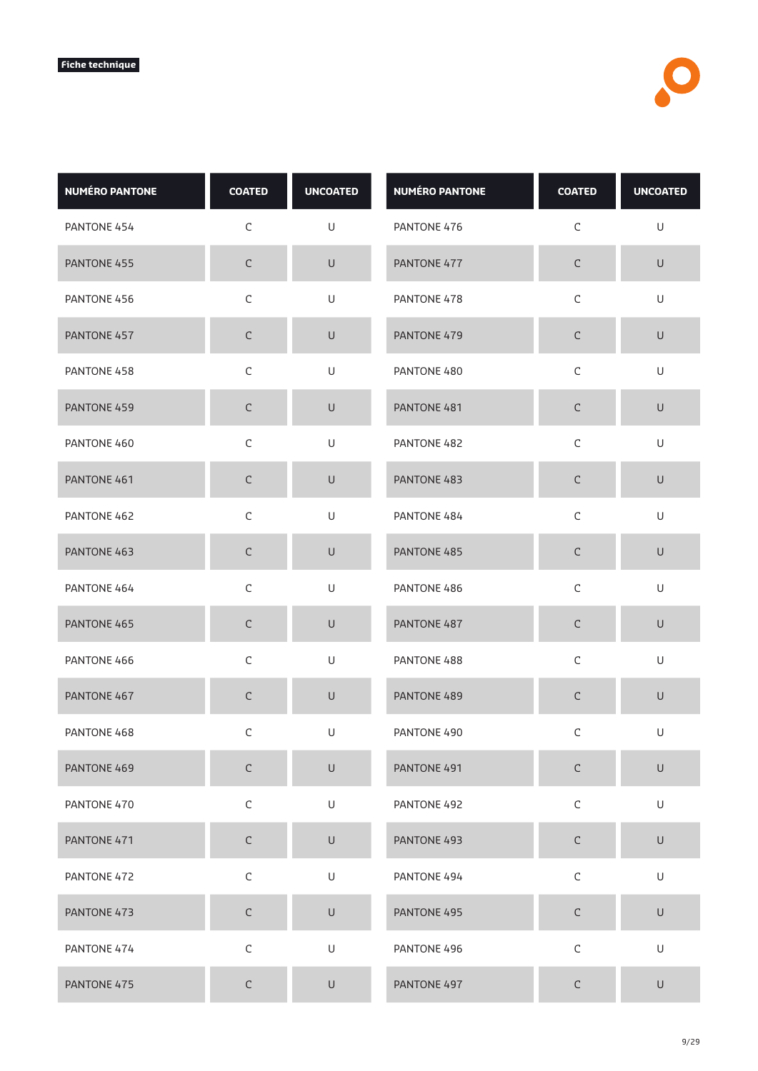Fiche technique

| NUMÉRO PANTONE | COATED | UNCOATED |
|---|---|---|
| PANTONE 454 | C | U |
| PANTONE 455 | C | U |
| PANTONE 456 | C | U |
| PANTONE 457 | C | U |
| PANTONE 458 | C | U |
| PANTONE 459 | C | U |
| PANTONE 460 | C | U |
| PANTONE 461 | C | U |
| PANTONE 462 | C | U |
| PANTONE 463 | C | U |
| PANTONE 464 | C | U |
| PANTONE 465 | C | U |
| PANTONE 466 | C | U |
| PANTONE 467 | C | U |
| PANTONE 468 | C | U |
| PANTONE 469 | C | U |
| PANTONE 470 | C | U |
| PANTONE 471 | C | U |
| PANTONE 472 | C | U |
| PANTONE 473 | C | U |
| PANTONE 474 | C | U |
| PANTONE 475 | C | U |

| NUMÉRO PANTONE | COATED | UNCOATED |
|---|---|---|
| PANTONE 476 | C | U |
| PANTONE 477 | C | U |
| PANTONE 478 | C | U |
| PANTONE 479 | C | U |
| PANTONE 480 | C | U |
| PANTONE 481 | C | U |
| PANTONE 482 | C | U |
| PANTONE 483 | C | U |
| PANTONE 484 | C | U |
| PANTONE 485 | C | U |
| PANTONE 486 | C | U |
| PANTONE 487 | C | U |
| PANTONE 488 | C | U |
| PANTONE 489 | C | U |
| PANTONE 490 | C | U |
| PANTONE 491 | C | U |
| PANTONE 492 | C | U |
| PANTONE 493 | C | U |
| PANTONE 494 | C | U |
| PANTONE 495 | C | U |
| PANTONE 496 | C | U |
| PANTONE 497 | C | U |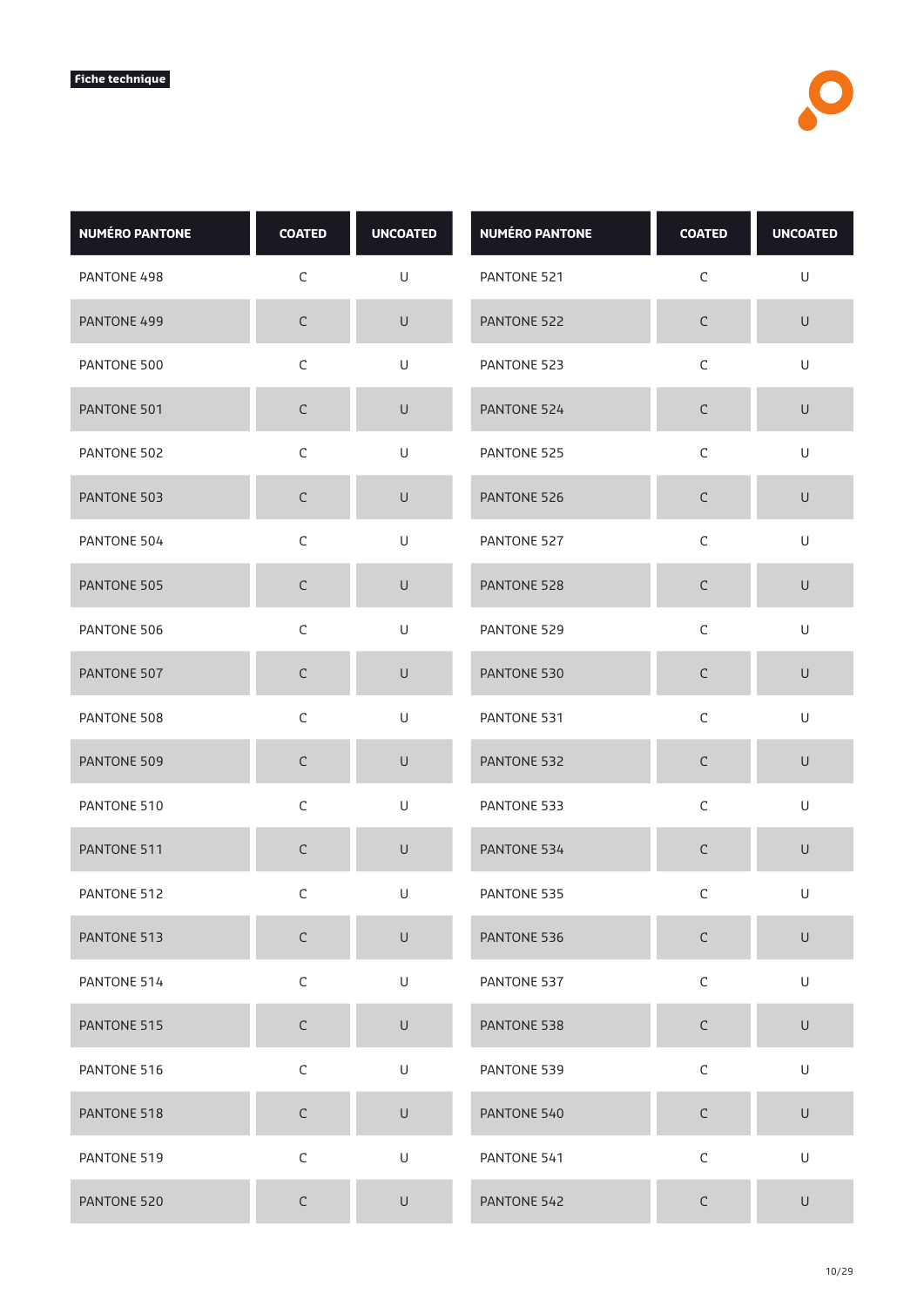Fiche technique

| NUMÉRO PANTONE | COATED | UNCOATED |
|---|---|---|
| PANTONE 498 | C | U |
| PANTONE 499 | C | U |
| PANTONE 500 | C | U |
| PANTONE 501 | C | U |
| PANTONE 502 | C | U |
| PANTONE 503 | C | U |
| PANTONE 504 | C | U |
| PANTONE 505 | C | U |
| PANTONE 506 | C | U |
| PANTONE 507 | C | U |
| PANTONE 508 | C | U |
| PANTONE 509 | C | U |
| PANTONE 510 | C | U |
| PANTONE 511 | C | U |
| PANTONE 512 | C | U |
| PANTONE 513 | C | U |
| PANTONE 514 | C | U |
| PANTONE 515 | C | U |
| PANTONE 516 | C | U |
| PANTONE 518 | C | U |
| PANTONE 519 | C | U |
| PANTONE 520 | C | U |

| NUMÉRO PANTONE | COATED | UNCOATED |
|---|---|---|
| PANTONE 521 | C | U |
| PANTONE 522 | C | U |
| PANTONE 523 | C | U |
| PANTONE 524 | C | U |
| PANTONE 525 | C | U |
| PANTONE 526 | C | U |
| PANTONE 527 | C | U |
| PANTONE 528 | C | U |
| PANTONE 529 | C | U |
| PANTONE 530 | C | U |
| PANTONE 531 | C | U |
| PANTONE 532 | C | U |
| PANTONE 533 | C | U |
| PANTONE 534 | C | U |
| PANTONE 535 | C | U |
| PANTONE 536 | C | U |
| PANTONE 537 | C | U |
| PANTONE 538 | C | U |
| PANTONE 539 | C | U |
| PANTONE 540 | C | U |
| PANTONE 541 | C | U |
| PANTONE 542 | C | U |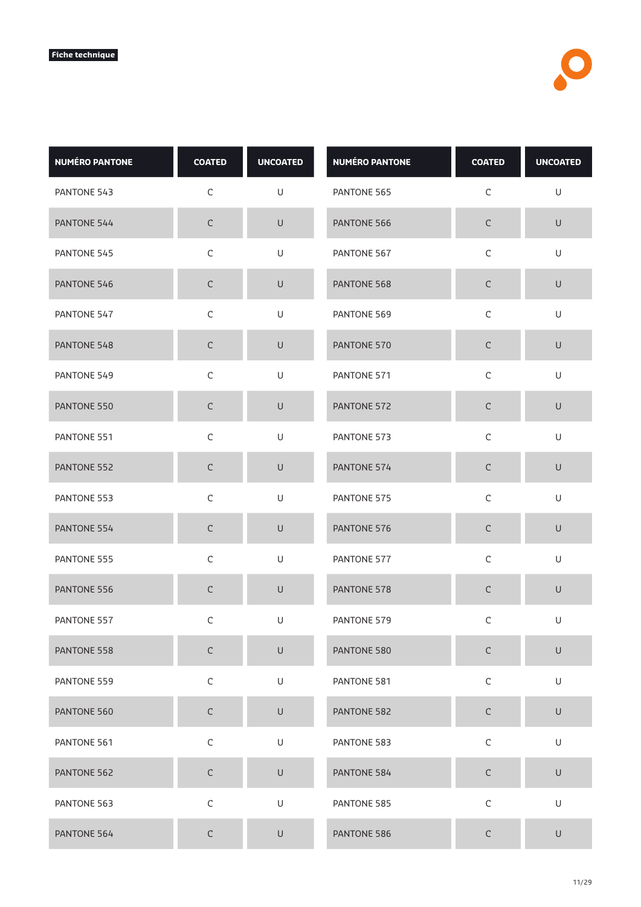Fiche technique

| NUMÉRO PANTONE | COATED | UNCOATED | NUMÉRO PANTONE | COATED | UNCOATED |
|---|---|---|---|---|---|
| PANTONE 543 | C | U | PANTONE 565 | C | U |
| PANTONE 544 | C | U | PANTONE 566 | C | U |
| PANTONE 545 | C | U | PANTONE 567 | C | U |
| PANTONE 546 | C | U | PANTONE 568 | C | U |
| PANTONE 547 | C | U | PANTONE 569 | C | U |
| PANTONE 548 | C | U | PANTONE 570 | C | U |
| PANTONE 549 | C | U | PANTONE 571 | C | U |
| PANTONE 550 | C | U | PANTONE 572 | C | U |
| PANTONE 551 | C | U | PANTONE 573 | C | U |
| PANTONE 552 | C | U | PANTONE 574 | C | U |
| PANTONE 553 | C | U | PANTONE 575 | C | U |
| PANTONE 554 | C | U | PANTONE 576 | C | U |
| PANTONE 555 | C | U | PANTONE 577 | C | U |
| PANTONE 556 | C | U | PANTONE 578 | C | U |
| PANTONE 557 | C | U | PANTONE 579 | C | U |
| PANTONE 558 | C | U | PANTONE 580 | C | U |
| PANTONE 559 | C | U | PANTONE 581 | C | U |
| PANTONE 560 | C | U | PANTONE 582 | C | U |
| PANTONE 561 | C | U | PANTONE 583 | C | U |
| PANTONE 562 | C | U | PANTONE 584 | C | U |
| PANTONE 563 | C | U | PANTONE 585 | C | U |
| PANTONE 564 | C | U | PANTONE 586 | C | U |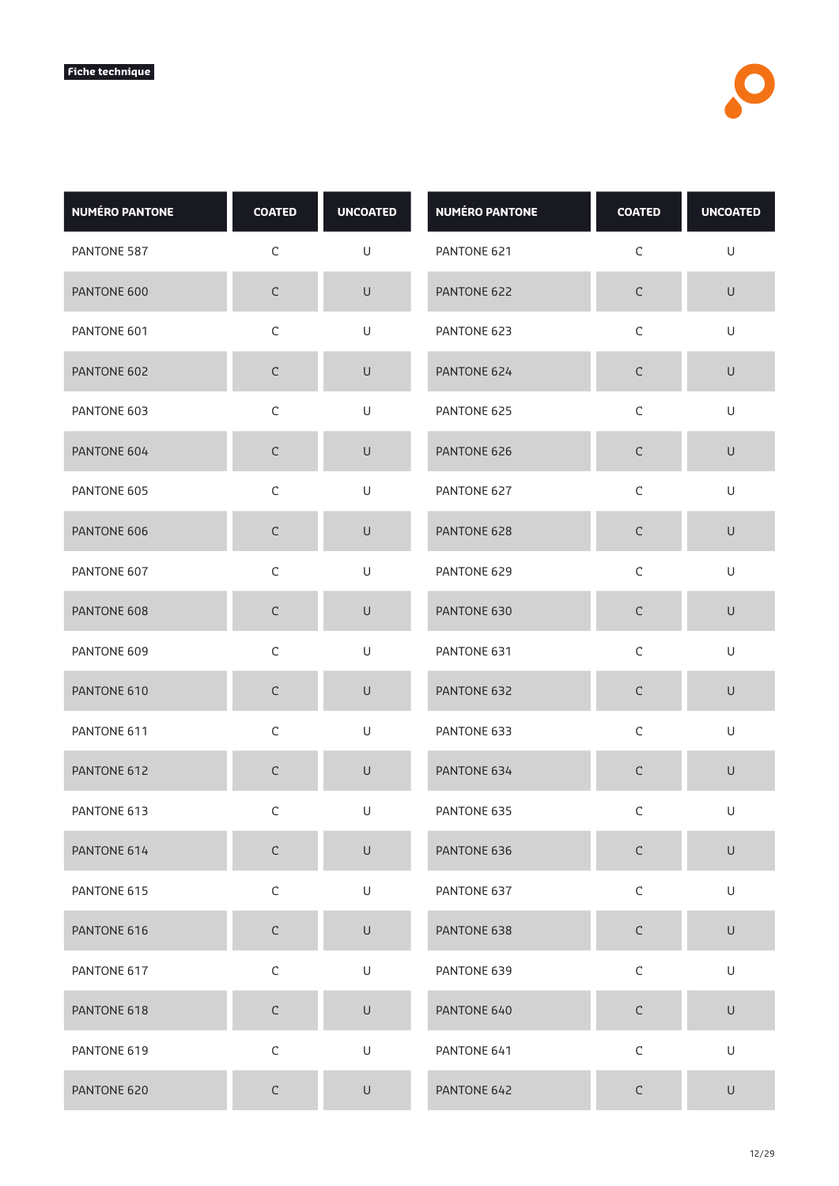**Fiche technique**

| NUMÉRO PANTONE | COATED | UNCOATED |
|---|---|---|
| PANTONE 587 | C | U |
| PANTONE 600 | C | U |
| PANTONE 601 | C | U |
| PANTONE 602 | C | U |
| PANTONE 603 | C | U |
| PANTONE 604 | C | U |
| PANTONE 605 | C | U |
| PANTONE 606 | C | U |
| PANTONE 607 | C | U |
| PANTONE 608 | C | U |
| PANTONE 609 | C | U |
| PANTONE 610 | C | U |
| PANTONE 611 | C | U |
| PANTONE 612 | C | U |
| PANTONE 613 | C | U |
| PANTONE 614 | C | U |
| PANTONE 615 | C | U |
| PANTONE 616 | C | U |
| PANTONE 617 | C | U |
| PANTONE 618 | C | U |
| PANTONE 619 | C | U |
| PANTONE 620 | C | U |

| NUMÉRO PANTONE | COATED | UNCOATED |
|---|---|---|
| PANTONE 621 | C | U |
| PANTONE 622 | C | U |
| PANTONE 623 | C | U |
| PANTONE 624 | C | U |
| PANTONE 625 | C | U |
| PANTONE 626 | C | U |
| PANTONE 627 | C | U |
| PANTONE 628 | C | U |
| PANTONE 629 | C | U |
| PANTONE 630 | C | U |
| PANTONE 631 | C | U |
| PANTONE 632 | C | U |
| PANTONE 633 | C | U |
| PANTONE 634 | C | U |
| PANTONE 635 | C | U |
| PANTONE 636 | C | U |
| PANTONE 637 | C | U |
| PANTONE 638 | C | U |
| PANTONE 639 | C | U |
| PANTONE 640 | C | U |
| PANTONE 641 | C | U |
| PANTONE 642 | C | U |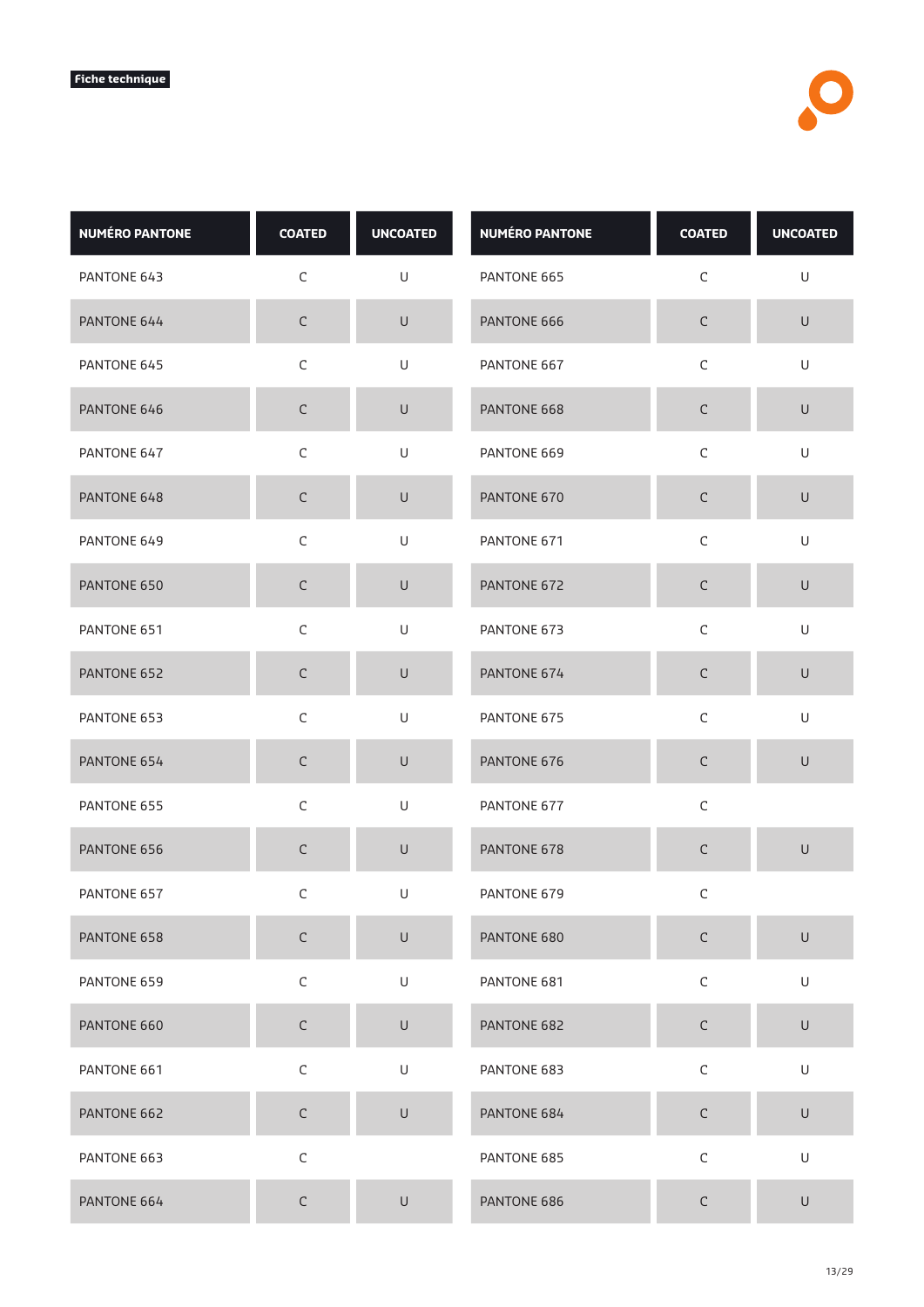**Fiche technique**

| NUMÉRO PANTONE | COATED | UNCOATED |
|---|---|---|
| PANTONE 643 | C | U |
| PANTONE 644 | C | U |
| PANTONE 645 | C | U |
| PANTONE 646 | C | U |
| PANTONE 647 | C | U |
| PANTONE 648 | C | U |
| PANTONE 649 | C | U |
| PANTONE 650 | C | U |
| PANTONE 651 | C | U |
| PANTONE 652 | C | U |
| PANTONE 653 | C | U |
| PANTONE 654 | C | U |
| PANTONE 655 | C | U |
| PANTONE 656 | C | U |
| PANTONE 657 | C | U |
| PANTONE 658 | C | U |
| PANTONE 659 | C | U |
| PANTONE 660 | C | U |
| PANTONE 661 | C | U |
| PANTONE 662 | C | U |
| PANTONE 663 | C | |
| PANTONE 664 | C | U |

| NUMÉRO PANTONE | COATED | UNCOATED |
|---|---|---|
| PANTONE 665 | C | U |
| PANTONE 666 | C | U |
| PANTONE 667 | C | U |
| PANTONE 668 | C | U |
| PANTONE 669 | C | U |
| PANTONE 670 | C | U |
| PANTONE 671 | C | U |
| PANTONE 672 | C | U |
| PANTONE 673 | C | U |
| PANTONE 674 | C | U |
| PANTONE 675 | C | U |
| PANTONE 676 | C | U |
| PANTONE 677 | C | |
| PANTONE 678 | C | U |
| PANTONE 679 | C | |
| PANTONE 680 | C | U |
| PANTONE 681 | C | U |
| PANTONE 682 | C | U |
| PANTONE 683 | C | U |
| PANTONE 684 | C | U |
| PANTONE 685 | C | U |
| PANTONE 686 | C | U |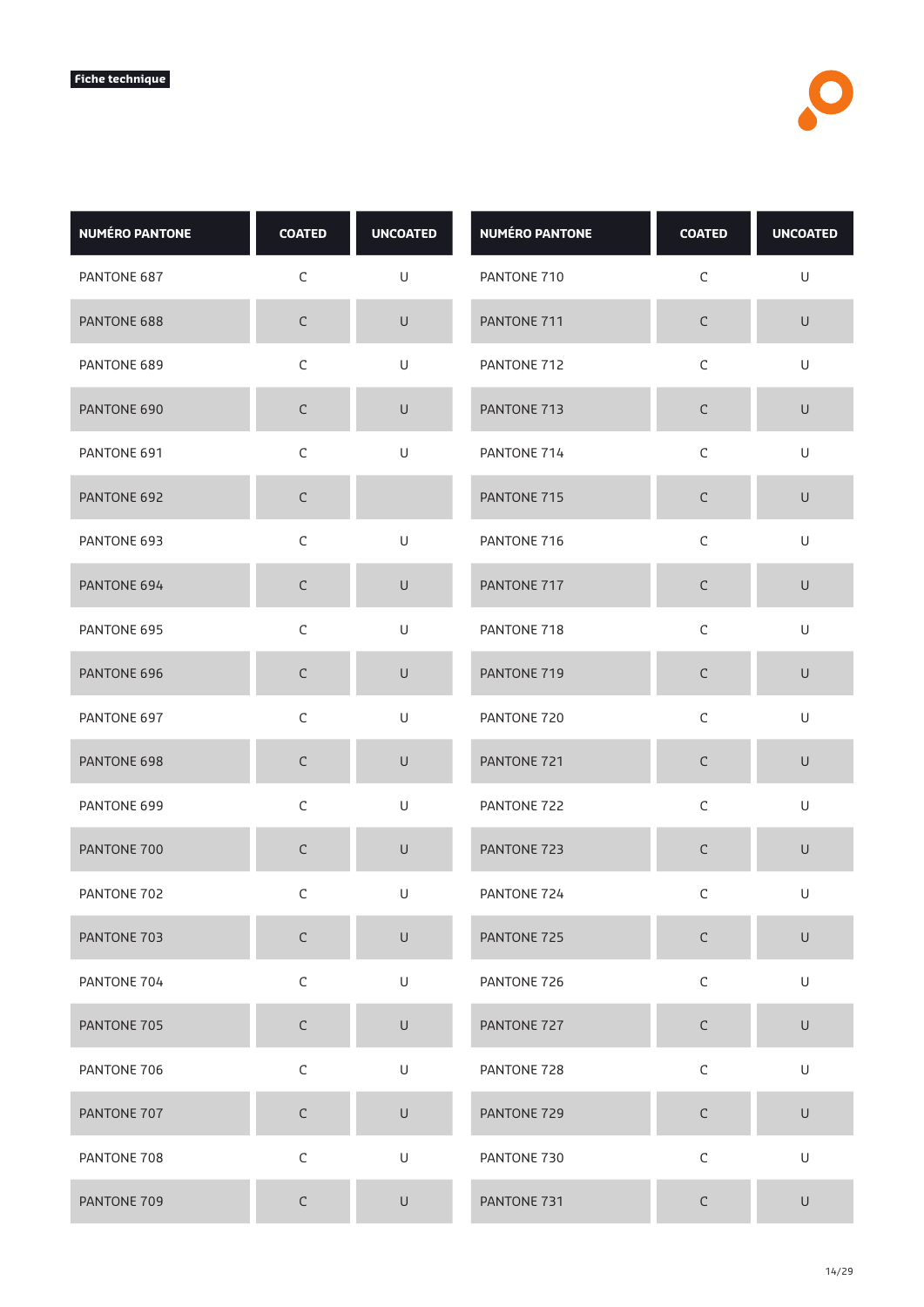Fiche technique

| NUMÉRO PANTONE | COATED | UNCOATED |
|---|---|---|
| PANTONE 687 | C | U |
| PANTONE 688 | C | U |
| PANTONE 689 | C | U |
| PANTONE 690 | C | U |
| PANTONE 691 | C | U |
| PANTONE 692 | C | |
| PANTONE 693 | C | U |
| PANTONE 694 | C | U |
| PANTONE 695 | C | U |
| PANTONE 696 | C | U |
| PANTONE 697 | C | U |
| PANTONE 698 | C | U |
| PANTONE 699 | C | U |
| PANTONE 700 | C | U |
| PANTONE 702 | C | U |
| PANTONE 703 | C | U |
| PANTONE 704 | C | U |
| PANTONE 705 | C | U |
| PANTONE 706 | C | U |
| PANTONE 707 | C | U |
| PANTONE 708 | C | U |
| PANTONE 709 | C | U |
| PANTONE 710 | C | U |
| PANTONE 711 | C | U |
| PANTONE 712 | C | U |
| PANTONE 713 | C | U |
| PANTONE 714 | C | U |
| PANTONE 715 | C | U |
| PANTONE 716 | C | U |
| PANTONE 717 | C | U |
| PANTONE 718 | C | U |
| PANTONE 719 | C | U |
| PANTONE 720 | C | U |
| PANTONE 721 | C | U |
| PANTONE 722 | C | U |
| PANTONE 723 | C | U |
| PANTONE 724 | C | U |
| PANTONE 725 | C | U |
| PANTONE 726 | C | U |
| PANTONE 727 | C | U |
| PANTONE 728 | C | U |
| PANTONE 729 | C | U |
| PANTONE 730 | C | U |
| PANTONE 731 | C | U |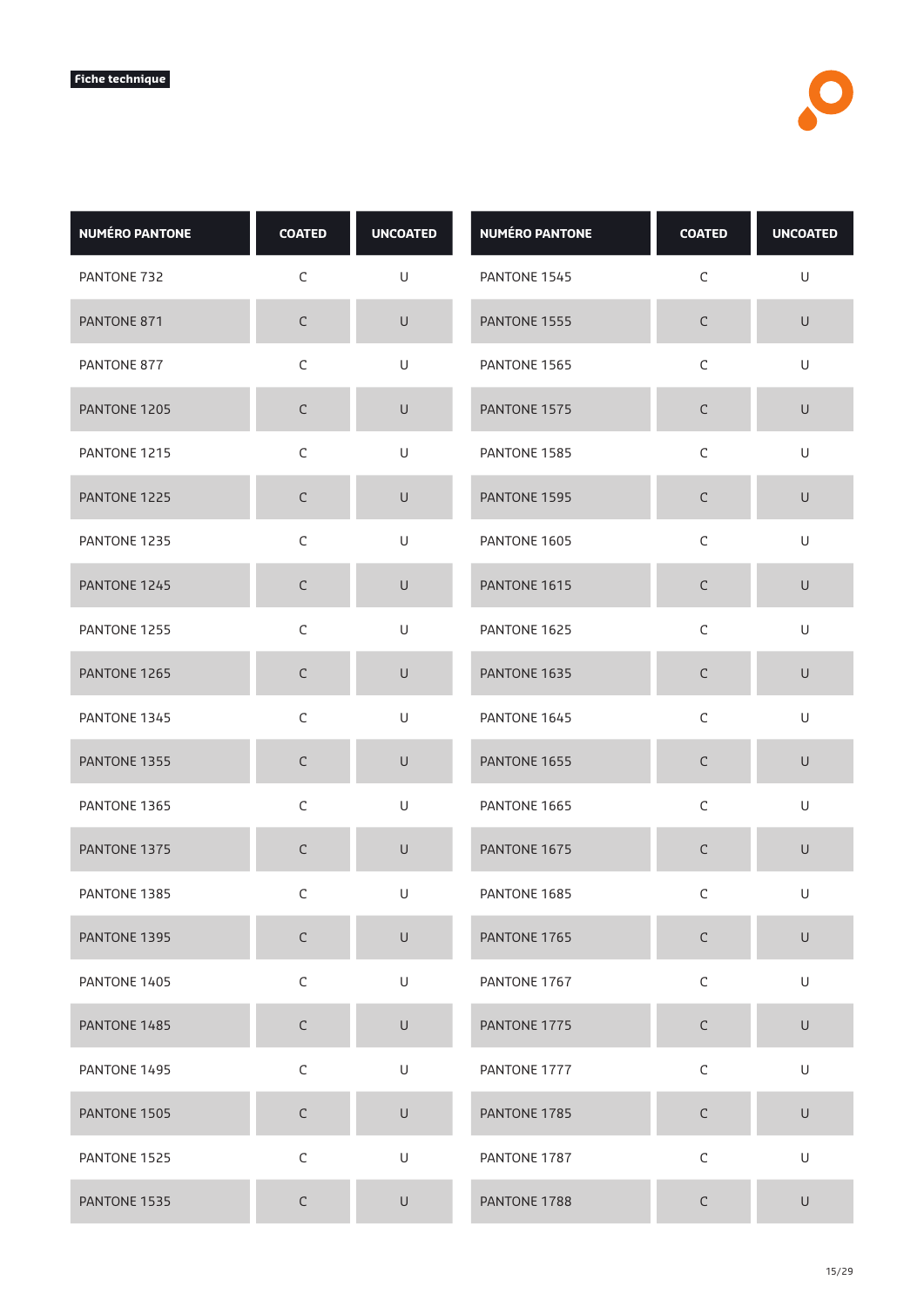**Fiche technique**

| NUMÉRO PANTONE | COATED | UNCOATED |
| --- | --- | --- |
| PANTONE 732 | C | U |
| PANTONE 871 | C | U |
| PANTONE 877 | C | U |
| PANTONE 1205 | C | U |
| PANTONE 1215 | C | U |
| PANTONE 1225 | C | U |
| PANTONE 1235 | C | U |
| PANTONE 1245 | C | U |
| PANTONE 1255 | C | U |
| PANTONE 1265 | C | U |
| PANTONE 1345 | C | U |
| PANTONE 1355 | C | U |
| PANTONE 1365 | C | U |
| PANTONE 1375 | C | U |
| PANTONE 1385 | C | U |
| PANTONE 1395 | C | U |
| PANTONE 1405 | C | U |
| PANTONE 1485 | C | U |
| PANTONE 1495 | C | U |
| PANTONE 1505 | C | U |
| PANTONE 1525 | C | U |
| PANTONE 1535 | C | U |
| PANTONE 1545 | C | U |
| PANTONE 1555 | C | U |
| PANTONE 1565 | C | U |
| PANTONE 1575 | C | U |
| PANTONE 1585 | C | U |
| PANTONE 1595 | C | U |
| PANTONE 1605 | C | U |
| PANTONE 1615 | C | U |
| PANTONE 1625 | C | U |
| PANTONE 1635 | C | U |
| PANTONE 1645 | C | U |
| PANTONE 1655 | C | U |
| PANTONE 1665 | C | U |
| PANTONE 1675 | C | U |
| PANTONE 1685 | C | U |
| PANTONE 1765 | C | U |
| PANTONE 1767 | C | U |
| PANTONE 1775 | C | U |
| PANTONE 1777 | C | U |
| PANTONE 1785 | C | U |
| PANTONE 1787 | C | U |
| PANTONE 1788 | C | U |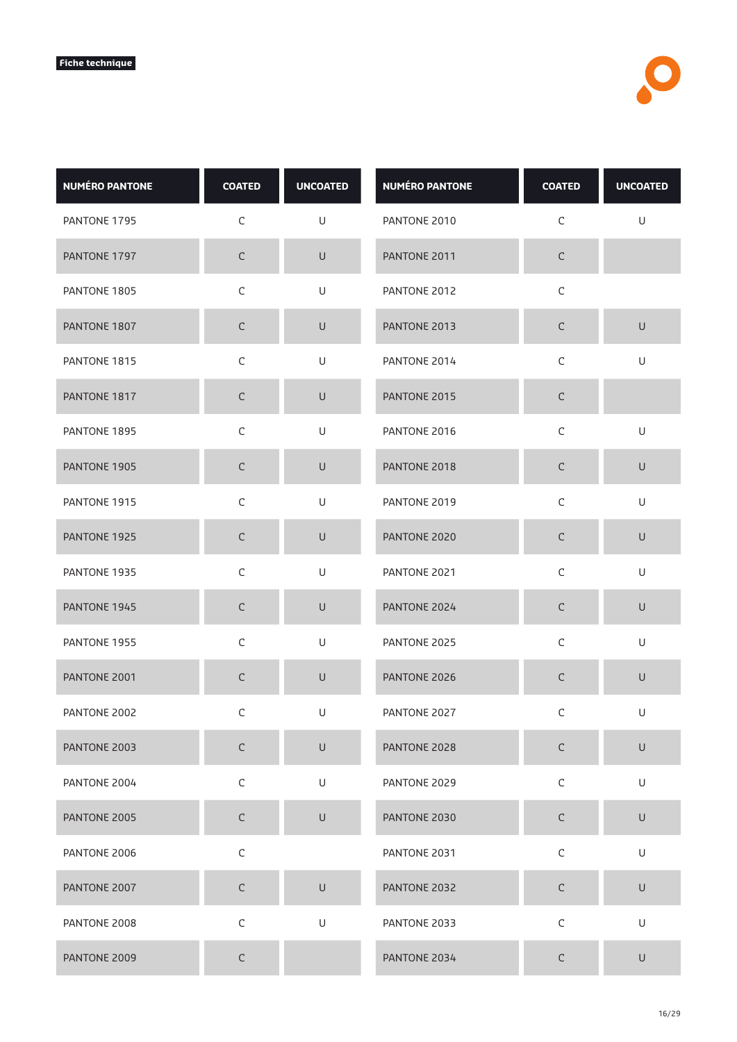Fiche technique

| NUMÉRO PANTONE | COATED | UNCOATED |
|---|---|---|
| PANTONE 1795 | C | U |
| PANTONE 1797 | C | U |
| PANTONE 1805 | C | U |
| PANTONE 1807 | C | U |
| PANTONE 1815 | C | U |
| PANTONE 1817 | C | U |
| PANTONE 1895 | C | U |
| PANTONE 1905 | C | U |
| PANTONE 1915 | C | U |
| PANTONE 1925 | C | U |
| PANTONE 1935 | C | U |
| PANTONE 1945 | C | U |
| PANTONE 1955 | C | U |
| PANTONE 2001 | C | U |
| PANTONE 2002 | C | U |
| PANTONE 2003 | C | U |
| PANTONE 2004 | C | U |
| PANTONE 2005 | C | U |
| PANTONE 2006 | C | |
| PANTONE 2007 | C | U |
| PANTONE 2008 | C | U |
| PANTONE 2009 | C | |
| PANTONE 2010 | C | U |
| PANTONE 2011 | C | |
| PANTONE 2012 | C | |
| PANTONE 2013 | C | U |
| PANTONE 2014 | C | U |
| PANTONE 2015 | C | |
| PANTONE 2016 | C | U |
| PANTONE 2018 | C | U |
| PANTONE 2019 | C | U |
| PANTONE 2020 | C | U |
| PANTONE 2021 | C | U |
| PANTONE 2024 | C | U |
| PANTONE 2025 | C | U |
| PANTONE 2026 | C | U |
| PANTONE 2027 | C | U |
| PANTONE 2028 | C | U |
| PANTONE 2029 | C | U |
| PANTONE 2030 | C | U |
| PANTONE 2031 | C | U |
| PANTONE 2032 | C | U |
| PANTONE 2033 | C | U |
| PANTONE 2034 | C | U |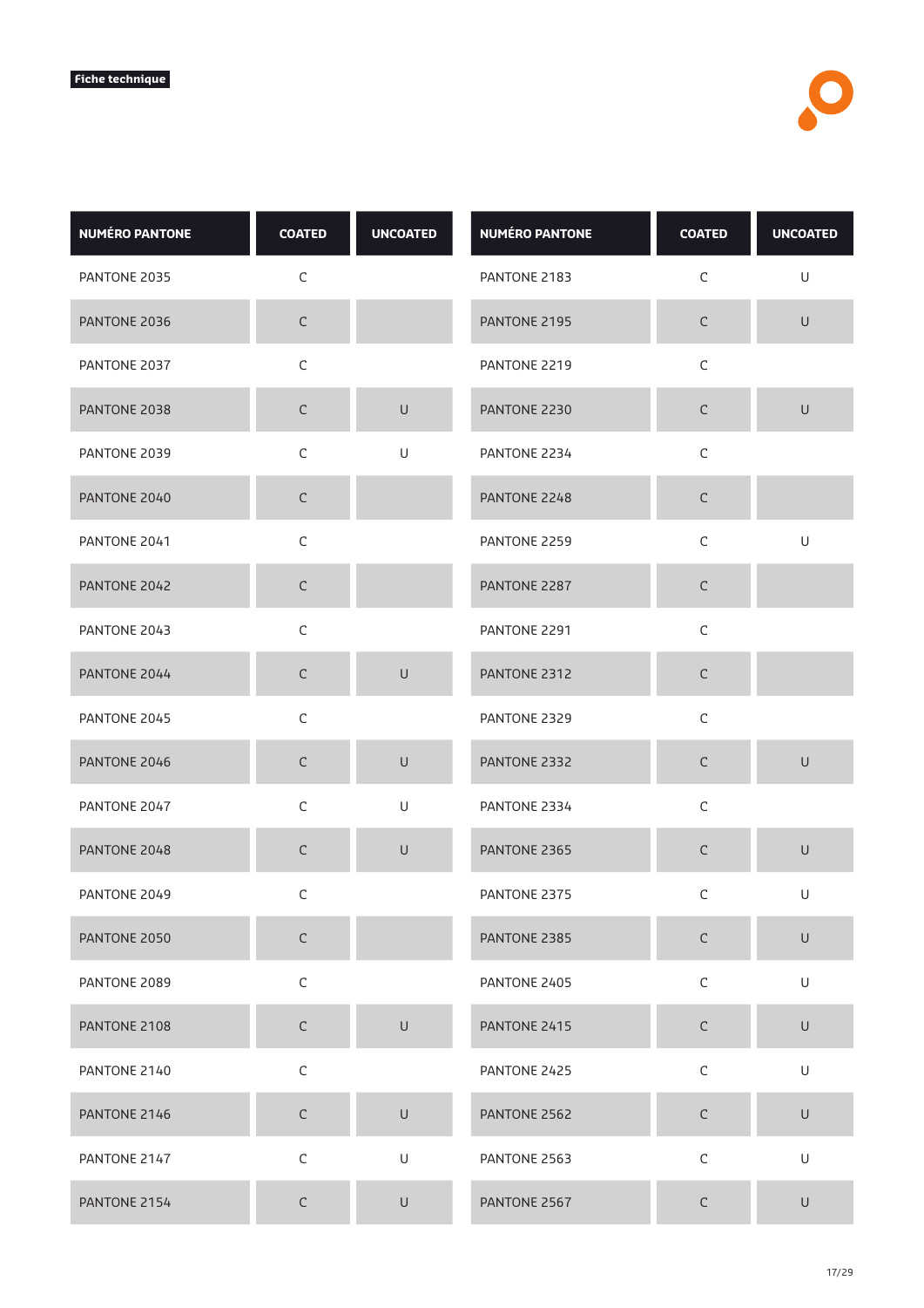**Fiche technique**

| NUMÉRO PANTONE | COATED | UNCOATED |
|---|---|---|
| PANTONE 2035 | C | |
| PANTONE 2036 | C | |
| PANTONE 2037 | C | |
| PANTONE 2038 | C | U |
| PANTONE 2039 | C | U |
| PANTONE 2040 | C | |
| PANTONE 2041 | C | |
| PANTONE 2042 | C | |
| PANTONE 2043 | C | |
| PANTONE 2044 | C | U |
| PANTONE 2045 | C | |
| PANTONE 2046 | C | U |
| PANTONE 2047 | C | U |
| PANTONE 2048 | C | U |
| PANTONE 2049 | C | |
| PANTONE 2050 | C | |
| PANTONE 2089 | C | |
| PANTONE 2108 | C | U |
| PANTONE 2140 | C | |
| PANTONE 2146 | C | U |
| PANTONE 2147 | C | U |
| PANTONE 2154 | C | U |

| NUMÉRO PANTONE | COATED | UNCOATED |
|---|---|---|
| PANTONE 2183 | C | U |
| PANTONE 2195 | C | U |
| PANTONE 2219 | C | |
| PANTONE 2230 | C | U |
| PANTONE 2234 | C | |
| PANTONE 2248 | C | |
| PANTONE 2259 | C | U |
| PANTONE 2287 | C | |
| PANTONE 2291 | C | |
| PANTONE 2312 | C | |
| PANTONE 2329 | C | |
| PANTONE 2332 | C | U |
| PANTONE 2334 | C | |
| PANTONE 2365 | C | U |
| PANTONE 2375 | C | U |
| PANTONE 2385 | C | U |
| PANTONE 2405 | C | U |
| PANTONE 2415 | C | U |
| PANTONE 2425 | C | U |
| PANTONE 2562 | C | U |
| PANTONE 2563 | C | U |
| PANTONE 2567 | C | U |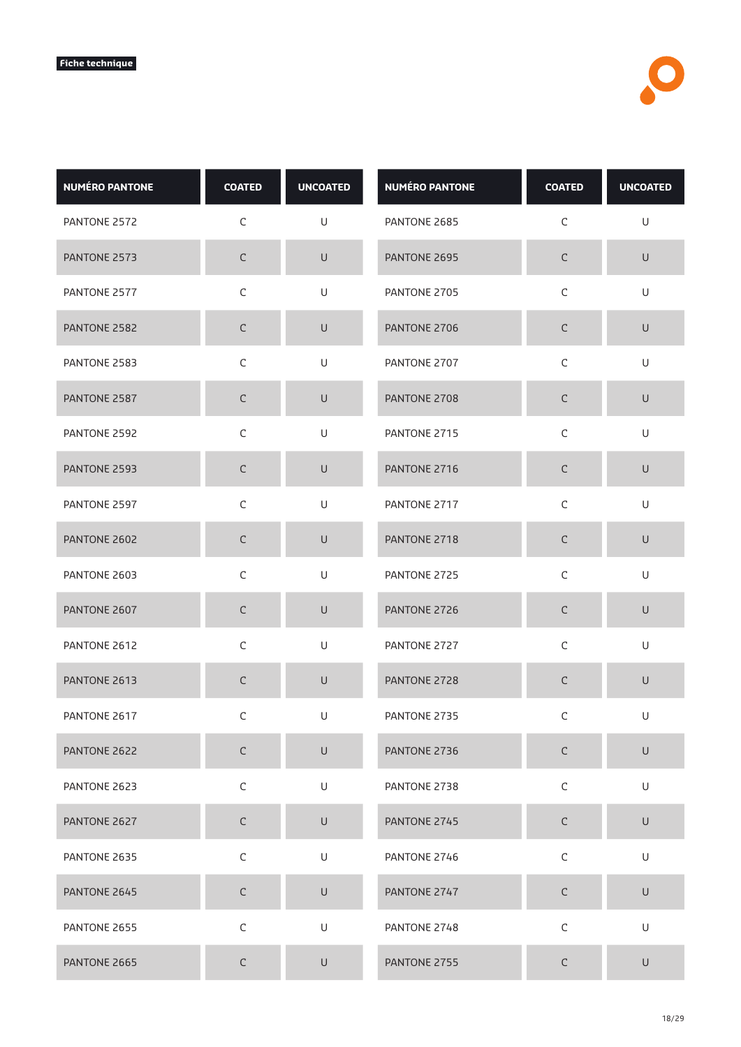Fiche technique

| NUMÉRO PANTONE | COATED | UNCOATED |
|---|---|---|
| PANTONE 2572 | C | U |
| PANTONE 2573 | C | U |
| PANTONE 2577 | C | U |
| PANTONE 2582 | C | U |
| PANTONE 2583 | C | U |
| PANTONE 2587 | C | U |
| PANTONE 2592 | C | U |
| PANTONE 2593 | C | U |
| PANTONE 2597 | C | U |
| PANTONE 2602 | C | U |
| PANTONE 2603 | C | U |
| PANTONE 2607 | C | U |
| PANTONE 2612 | C | U |
| PANTONE 2613 | C | U |
| PANTONE 2617 | C | U |
| PANTONE 2622 | C | U |
| PANTONE 2623 | C | U |
| PANTONE 2627 | C | U |
| PANTONE 2635 | C | U |
| PANTONE 2645 | C | U |
| PANTONE 2655 | C | U |
| PANTONE 2665 | C | U |
| PANTONE 2685 | C | U |
| PANTONE 2695 | C | U |
| PANTONE 2705 | C | U |
| PANTONE 2706 | C | U |
| PANTONE 2707 | C | U |
| PANTONE 2708 | C | U |
| PANTONE 2715 | C | U |
| PANTONE 2716 | C | U |
| PANTONE 2717 | C | U |
| PANTONE 2718 | C | U |
| PANTONE 2725 | C | U |
| PANTONE 2726 | C | U |
| PANTONE 2727 | C | U |
| PANTONE 2728 | C | U |
| PANTONE 2735 | C | U |
| PANTONE 2736 | C | U |
| PANTONE 2738 | C | U |
| PANTONE 2745 | C | U |
| PANTONE 2746 | C | U |
| PANTONE 2747 | C | U |
| PANTONE 2748 | C | U |
| PANTONE 2755 | C | U |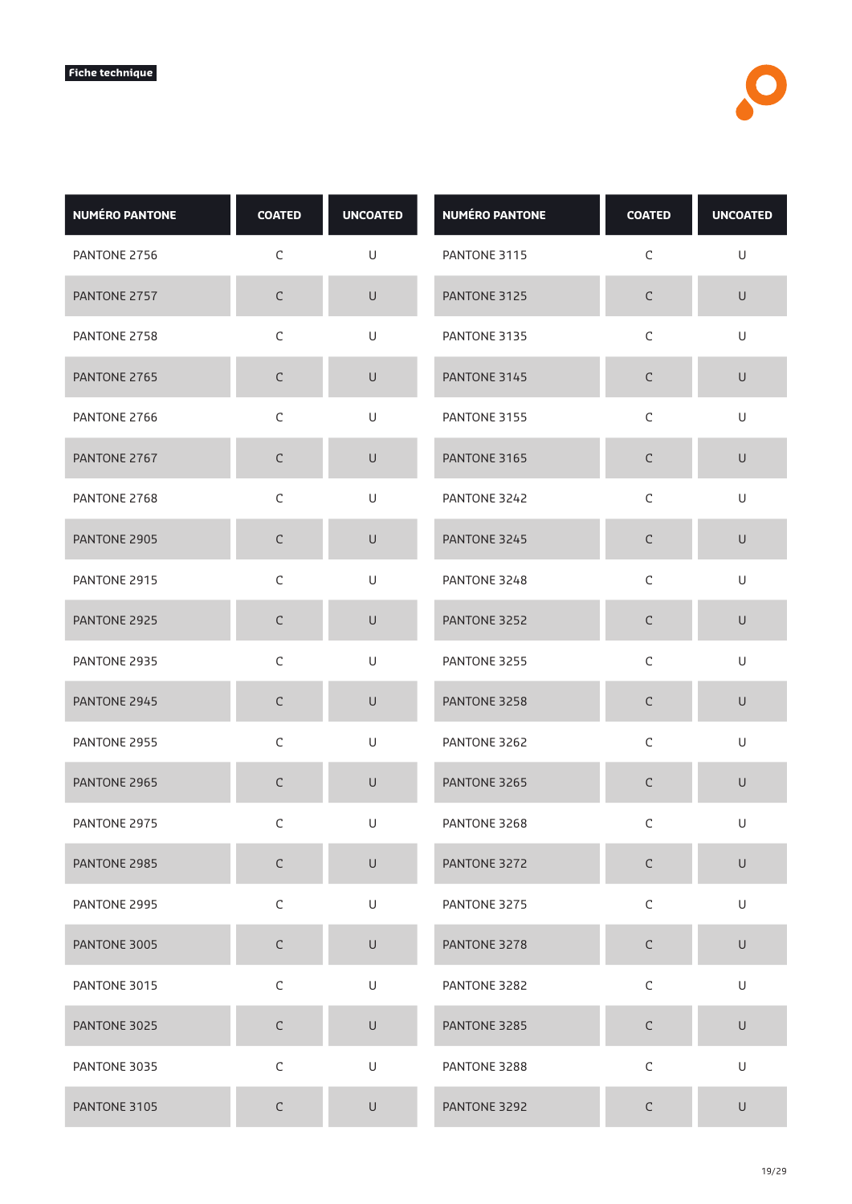Fiche technique

| NUMÉRO PANTONE | COATED | UNCOATED |
|---|---|---|
| PANTONE 2756 | C | U |
| PANTONE 2757 | C | U |
| PANTONE 2758 | C | U |
| PANTONE 2765 | C | U |
| PANTONE 2766 | C | U |
| PANTONE 2767 | C | U |
| PANTONE 2768 | C | U |
| PANTONE 2905 | C | U |
| PANTONE 2915 | C | U |
| PANTONE 2925 | C | U |
| PANTONE 2935 | C | U |
| PANTONE 2945 | C | U |
| PANTONE 2955 | C | U |
| PANTONE 2965 | C | U |
| PANTONE 2975 | C | U |
| PANTONE 2985 | C | U |
| PANTONE 2995 | C | U |
| PANTONE 3005 | C | U |
| PANTONE 3015 | C | U |
| PANTONE 3025 | C | U |
| PANTONE 3035 | C | U |
| PANTONE 3105 | C | U |

| NUMÉRO PANTONE | COATED | UNCOATED |
|---|---|---|
| PANTONE 3115 | C | U |
| PANTONE 3125 | C | U |
| PANTONE 3135 | C | U |
| PANTONE 3145 | C | U |
| PANTONE 3155 | C | U |
| PANTONE 3165 | C | U |
| PANTONE 3242 | C | U |
| PANTONE 3245 | C | U |
| PANTONE 3248 | C | U |
| PANTONE 3252 | C | U |
| PANTONE 3255 | C | U |
| PANTONE 3258 | C | U |
| PANTONE 3262 | C | U |
| PANTONE 3265 | C | U |
| PANTONE 3268 | C | U |
| PANTONE 3272 | C | U |
| PANTONE 3275 | C | U |
| PANTONE 3278 | C | U |
| PANTONE 3282 | C | U |
| PANTONE 3285 | C | U |
| PANTONE 3288 | C | U |
| PANTONE 3292 | C | U |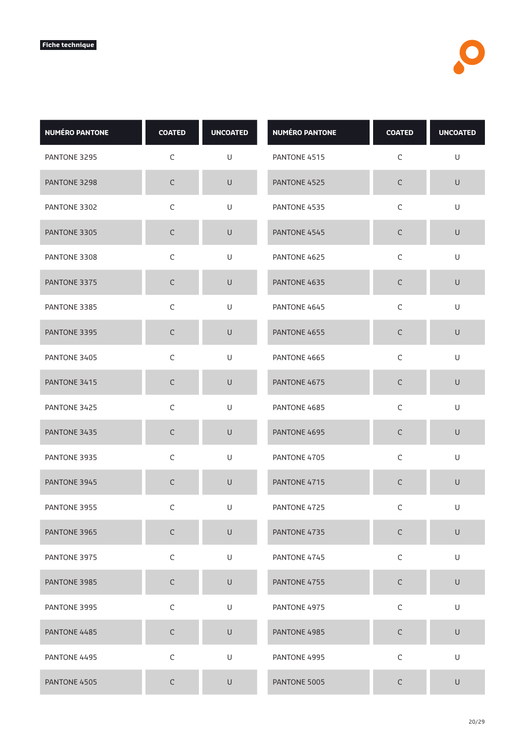Fiche technique

| NUMÉRO PANTONE | COATED | UNCOATED |
|---|---|---|
| PANTONE 3295 | C | U |
| PANTONE 3298 | C | U |
| PANTONE 3302 | C | U |
| PANTONE 3305 | C | U |
| PANTONE 3308 | C | U |
| PANTONE 3375 | C | U |
| PANTONE 3385 | C | U |
| PANTONE 3395 | C | U |
| PANTONE 3405 | C | U |
| PANTONE 3415 | C | U |
| PANTONE 3425 | C | U |
| PANTONE 3435 | C | U |
| PANTONE 3935 | C | U |
| PANTONE 3945 | C | U |
| PANTONE 3955 | C | U |
| PANTONE 3965 | C | U |
| PANTONE 3975 | C | U |
| PANTONE 3985 | C | U |
| PANTONE 3995 | C | U |
| PANTONE 4485 | C | U |
| PANTONE 4495 | C | U |
| PANTONE 4505 | C | U |

| NUMÉRO PANTONE | COATED | UNCOATED |
|---|---|---|
| PANTONE 4515 | C | U |
| PANTONE 4525 | C | U |
| PANTONE 4535 | C | U |
| PANTONE 4545 | C | U |
| PANTONE 4625 | C | U |
| PANTONE 4635 | C | U |
| PANTONE 4645 | C | U |
| PANTONE 4655 | C | U |
| PANTONE 4665 | C | U |
| PANTONE 4675 | C | U |
| PANTONE 4685 | C | U |
| PANTONE 4695 | C | U |
| PANTONE 4705 | C | U |
| PANTONE 4715 | C | U |
| PANTONE 4725 | C | U |
| PANTONE 4735 | C | U |
| PANTONE 4745 | C | U |
| PANTONE 4755 | C | U |
| PANTONE 4975 | C | U |
| PANTONE 4985 | C | U |
| PANTONE 4995 | C | U |
| PANTONE 5005 | C | U |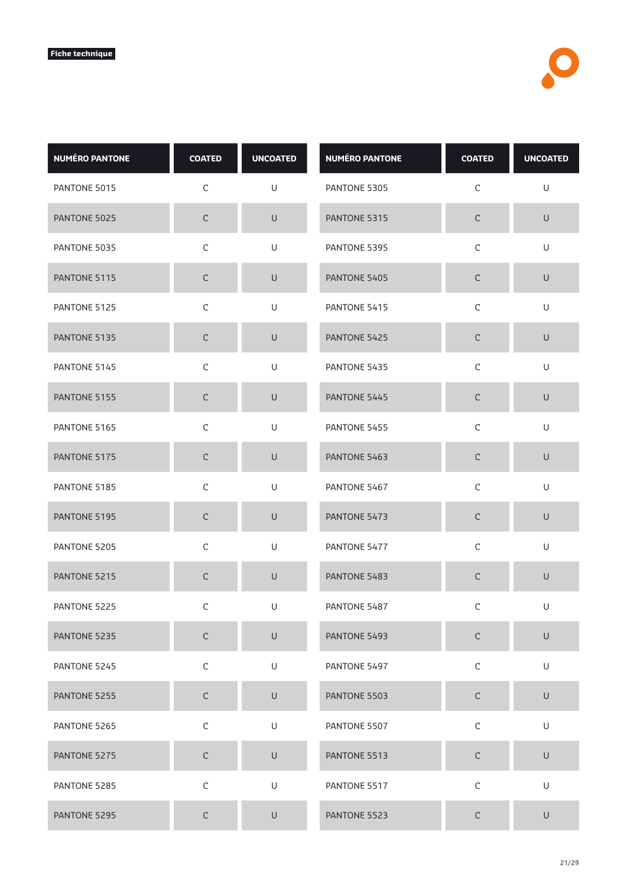Fiche technique

| NUMÉRO PANTONE | COATED | UNCOATED |
|---|---|---|
| PANTONE 5015 | C | U |
| PANTONE 5025 | C | U |
| PANTONE 5035 | C | U |
| PANTONE 5115 | C | U |
| PANTONE 5125 | C | U |
| PANTONE 5135 | C | U |
| PANTONE 5145 | C | U |
| PANTONE 5155 | C | U |
| PANTONE 5165 | C | U |
| PANTONE 5175 | C | U |
| PANTONE 5185 | C | U |
| PANTONE 5195 | C | U |
| PANTONE 5205 | C | U |
| PANTONE 5215 | C | U |
| PANTONE 5225 | C | U |
| PANTONE 5235 | C | U |
| PANTONE 5245 | C | U |
| PANTONE 5255 | C | U |
| PANTONE 5265 | C | U |
| PANTONE 5275 | C | U |
| PANTONE 5285 | C | U |
| PANTONE 5295 | C | U |
| PANTONE 5305 | C | U |
| PANTONE 5315 | C | U |
| PANTONE 5395 | C | U |
| PANTONE 5405 | C | U |
| PANTONE 5415 | C | U |
| PANTONE 5425 | C | U |
| PANTONE 5435 | C | U |
| PANTONE 5445 | C | U |
| PANTONE 5455 | C | U |
| PANTONE 5463 | C | U |
| PANTONE 5467 | C | U |
| PANTONE 5473 | C | U |
| PANTONE 5477 | C | U |
| PANTONE 5483 | C | U |
| PANTONE 5487 | C | U |
| PANTONE 5493 | C | U |
| PANTONE 5497 | C | U |
| PANTONE 5503 | C | U |
| PANTONE 5507 | C | U |
| PANTONE 5513 | C | U |
| PANTONE 5517 | C | U |
| PANTONE 5523 | C | U |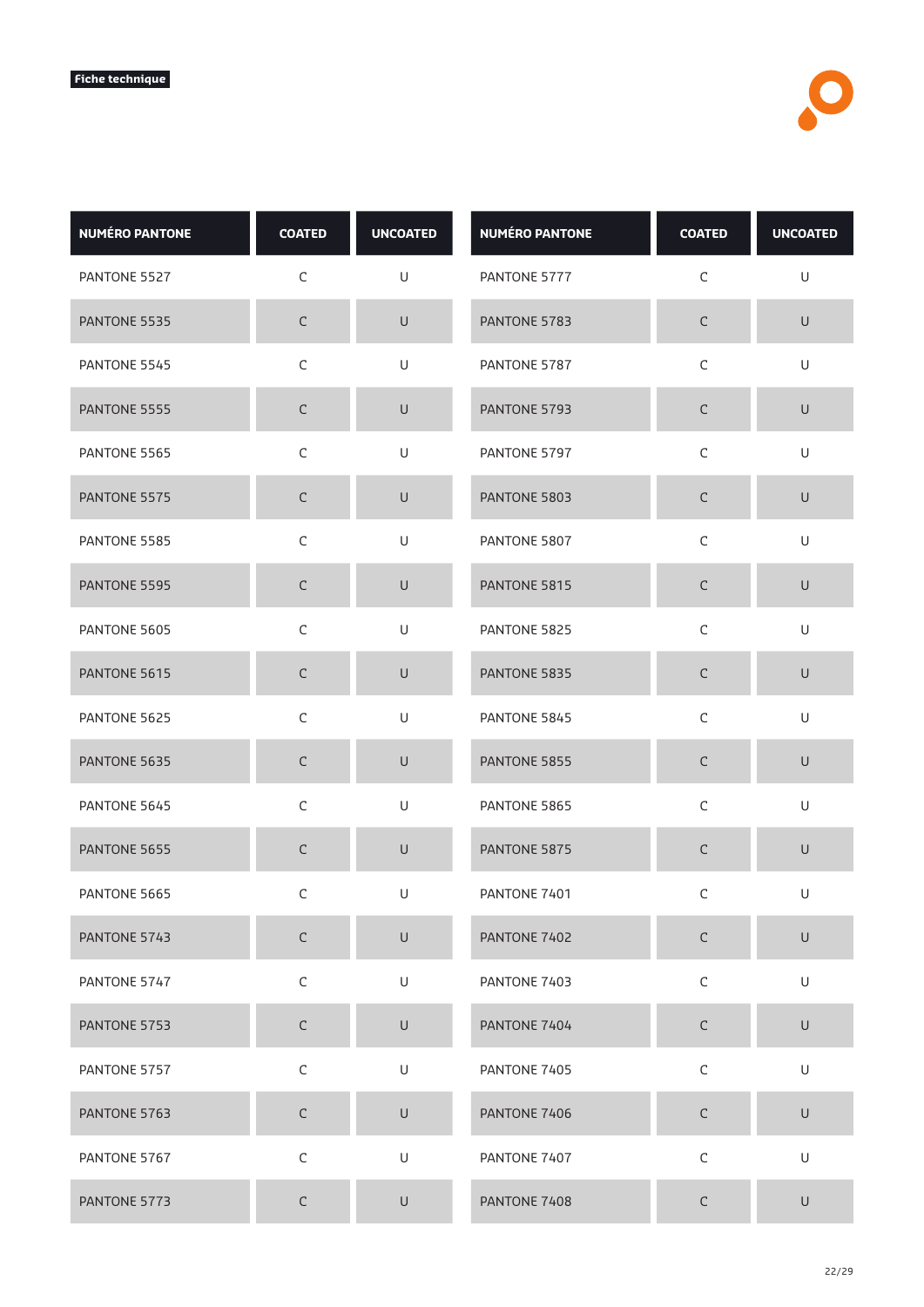Fiche technique

| NUMÉRO PANTONE | COATED | UNCOATED |
|---|---|---|
| PANTONE 5527 | C | U |
| PANTONE 5535 | C | U |
| PANTONE 5545 | C | U |
| PANTONE 5555 | C | U |
| PANTONE 5565 | C | U |
| PANTONE 5575 | C | U |
| PANTONE 5585 | C | U |
| PANTONE 5595 | C | U |
| PANTONE 5605 | C | U |
| PANTONE 5615 | C | U |
| PANTONE 5625 | C | U |
| PANTONE 5635 | C | U |
| PANTONE 5645 | C | U |
| PANTONE 5655 | C | U |
| PANTONE 5665 | C | U |
| PANTONE 5743 | C | U |
| PANTONE 5747 | C | U |
| PANTONE 5753 | C | U |
| PANTONE 5757 | C | U |
| PANTONE 5763 | C | U |
| PANTONE 5767 | C | U |
| PANTONE 5773 | C | U |

| NUMÉRO PANTONE | COATED | UNCOATED |
|---|---|---|
| PANTONE 5777 | C | U |
| PANTONE 5783 | C | U |
| PANTONE 5787 | C | U |
| PANTONE 5793 | C | U |
| PANTONE 5797 | C | U |
| PANTONE 5803 | C | U |
| PANTONE 5807 | C | U |
| PANTONE 5815 | C | U |
| PANTONE 5825 | C | U |
| PANTONE 5835 | C | U |
| PANTONE 5845 | C | U |
| PANTONE 5855 | C | U |
| PANTONE 5865 | C | U |
| PANTONE 5875 | C | U |
| PANTONE 7401 | C | U |
| PANTONE 7402 | C | U |
| PANTONE 7403 | C | U |
| PANTONE 7404 | C | U |
| PANTONE 7405 | C | U |
| PANTONE 7406 | C | U |
| PANTONE 7407 | C | U |
| PANTONE 7408 | C | U |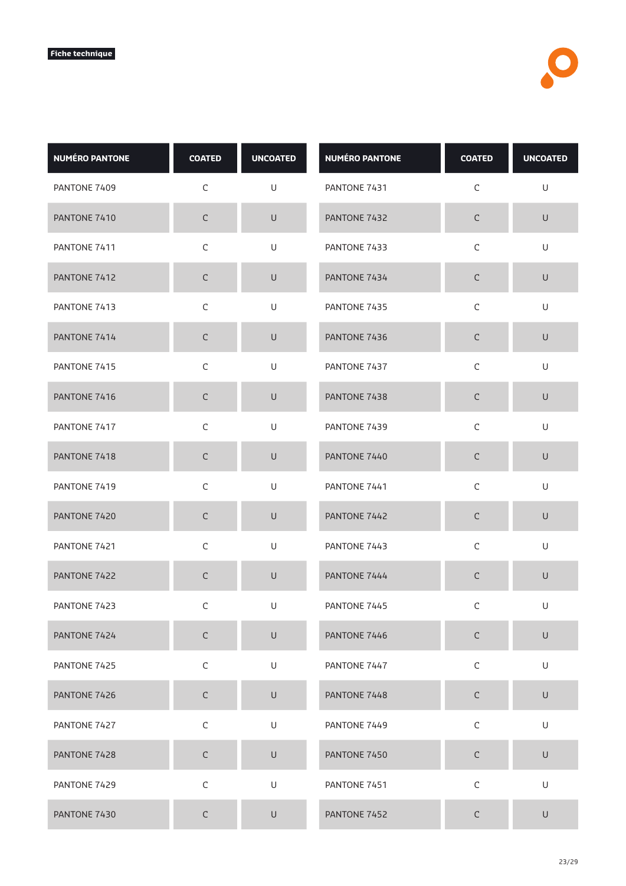Fiche technique

| NUMÉRO PANTONE | COATED | UNCOATED |
|---|---|---|
| PANTONE 7409 | C | U |
| PANTONE 7410 | C | U |
| PANTONE 7411 | C | U |
| PANTONE 7412 | C | U |
| PANTONE 7413 | C | U |
| PANTONE 7414 | C | U |
| PANTONE 7415 | C | U |
| PANTONE 7416 | C | U |
| PANTONE 7417 | C | U |
| PANTONE 7418 | C | U |
| PANTONE 7419 | C | U |
| PANTONE 7420 | C | U |
| PANTONE 7421 | C | U |
| PANTONE 7422 | C | U |
| PANTONE 7423 | C | U |
| PANTONE 7424 | C | U |
| PANTONE 7425 | C | U |
| PANTONE 7426 | C | U |
| PANTONE 7427 | C | U |
| PANTONE 7428 | C | U |
| PANTONE 7429 | C | U |
| PANTONE 7430 | C | U |

| NUMÉRO PANTONE | COATED | UNCOATED |
|---|---|---|
| PANTONE 7431 | C | U |
| PANTONE 7432 | C | U |
| PANTONE 7433 | C | U |
| PANTONE 7434 | C | U |
| PANTONE 7435 | C | U |
| PANTONE 7436 | C | U |
| PANTONE 7437 | C | U |
| PANTONE 7438 | C | U |
| PANTONE 7439 | C | U |
| PANTONE 7440 | C | U |
| PANTONE 7441 | C | U |
| PANTONE 7442 | C | U |
| PANTONE 7443 | C | U |
| PANTONE 7444 | C | U |
| PANTONE 7445 | C | U |
| PANTONE 7446 | C | U |
| PANTONE 7447 | C | U |
| PANTONE 7448 | C | U |
| PANTONE 7449 | C | U |
| PANTONE 7450 | C | U |
| PANTONE 7451 | C | U |
| PANTONE 7452 | C | U |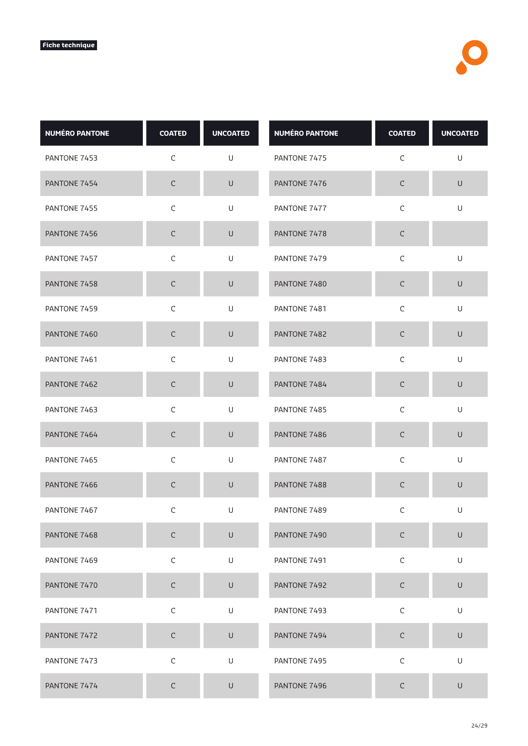Fiche technique

| NUMÉRO PANTONE | COATED | UNCOATED |
| --- | --- | --- |
| PANTONE 7453 | C | U |
| PANTONE 7454 | C | U |
| PANTONE 7455 | C | U |
| PANTONE 7456 | C | U |
| PANTONE 7457 | C | U |
| PANTONE 7458 | C | U |
| PANTONE 7459 | C | U |
| PANTONE 7460 | C | U |
| PANTONE 7461 | C | U |
| PANTONE 7462 | C | U |
| PANTONE 7463 | C | U |
| PANTONE 7464 | C | U |
| PANTONE 7465 | C | U |
| PANTONE 7466 | C | U |
| PANTONE 7467 | C | U |
| PANTONE 7468 | C | U |
| PANTONE 7469 | C | U |
| PANTONE 7470 | C | U |
| PANTONE 7471 | C | U |
| PANTONE 7472 | C | U |
| PANTONE 7473 | C | U |
| PANTONE 7474 | C | U |
| PANTONE 7475 | C | U |
| PANTONE 7476 | C | U |
| PANTONE 7477 | C | U |
| PANTONE 7478 | C | |
| PANTONE 7479 | C | U |
| PANTONE 7480 | C | U |
| PANTONE 7481 | C | U |
| PANTONE 7482 | C | U |
| PANTONE 7483 | C | U |
| PANTONE 7484 | C | U |
| PANTONE 7485 | C | U |
| PANTONE 7486 | C | U |
| PANTONE 7487 | C | U |
| PANTONE 7488 | C | U |
| PANTONE 7489 | C | U |
| PANTONE 7490 | C | U |
| PANTONE 7491 | C | U |
| PANTONE 7492 | C | U |
| PANTONE 7493 | C | U |
| PANTONE 7494 | C | U |
| PANTONE 7495 | C | U |
| PANTONE 7496 | C | U |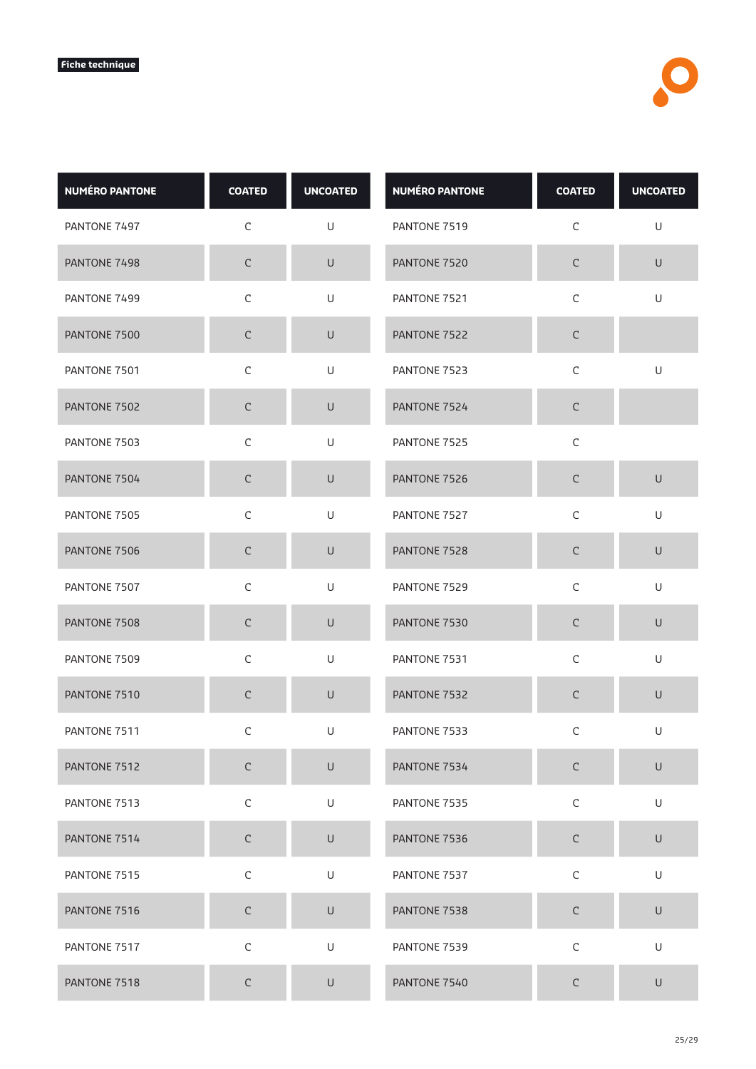Fiche technique

| NUMÉRO PANTONE | COATED | UNCOATED |
| --- | --- | --- |
| PANTONE 7497 | C | U |
| PANTONE 7498 | C | U |
| PANTONE 7499 | C | U |
| PANTONE 7500 | C | U |
| PANTONE 7501 | C | U |
| PANTONE 7502 | C | U |
| PANTONE 7503 | C | U |
| PANTONE 7504 | C | U |
| PANTONE 7505 | C | U |
| PANTONE 7506 | C | U |
| PANTONE 7507 | C | U |
| PANTONE 7508 | C | U |
| PANTONE 7509 | C | U |
| PANTONE 7510 | C | U |
| PANTONE 7511 | C | U |
| PANTONE 7512 | C | U |
| PANTONE 7513 | C | U |
| PANTONE 7514 | C | U |
| PANTONE 7515 | C | U |
| PANTONE 7516 | C | U |
| PANTONE 7517 | C | U |
| PANTONE 7518 | C | U |
| PANTONE 7519 | C | U |
| PANTONE 7520 | C | U |
| PANTONE 7521 | C | U |
| PANTONE 7522 | C | |
| PANTONE 7523 | C | U |
| PANTONE 7524 | C | |
| PANTONE 7525 | C | |
| PANTONE 7526 | C | U |
| PANTONE 7527 | C | U |
| PANTONE 7528 | C | U |
| PANTONE 7529 | C | U |
| PANTONE 7530 | C | U |
| PANTONE 7531 | C | U |
| PANTONE 7532 | C | U |
| PANTONE 7533 | C | U |
| PANTONE 7534 | C | U |
| PANTONE 7535 | C | U |
| PANTONE 7536 | C | U |
| PANTONE 7537 | C | U |
| PANTONE 7538 | C | U |
| PANTONE 7539 | C | U |
| PANTONE 7540 | C | U |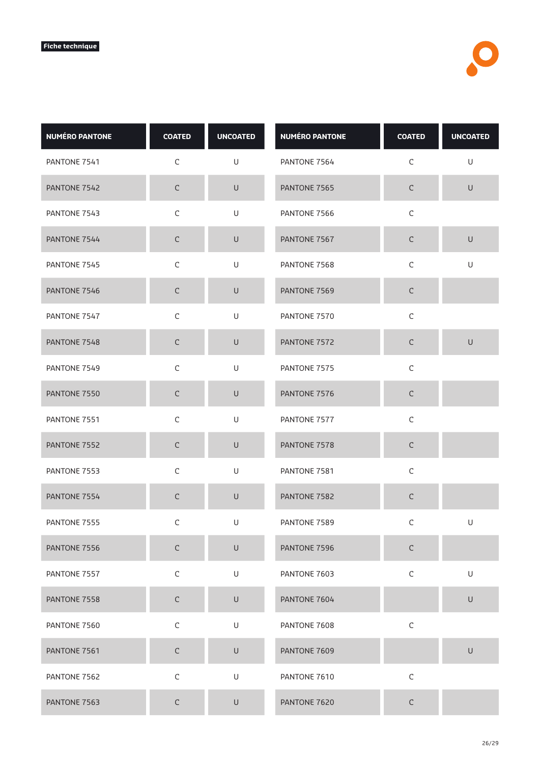Fiche technique

| NUMÉRO PANTONE | COATED | UNCOATED |
|---|---|---|
| PANTONE 7541 | C | U |
| PANTONE 7542 | C | U |
| PANTONE 7543 | C | U |
| PANTONE 7544 | C | U |
| PANTONE 7545 | C | U |
| PANTONE 7546 | C | U |
| PANTONE 7547 | C | U |
| PANTONE 7548 | C | U |
| PANTONE 7549 | C | U |
| PANTONE 7550 | C | U |
| PANTONE 7551 | C | U |
| PANTONE 7552 | C | U |
| PANTONE 7553 | C | U |
| PANTONE 7554 | C | U |
| PANTONE 7555 | C | U |
| PANTONE 7556 | C | U |
| PANTONE 7557 | C | U |
| PANTONE 7558 | C | U |
| PANTONE 7560 | C | U |
| PANTONE 7561 | C | U |
| PANTONE 7562 | C | U |
| PANTONE 7563 | C | U |

| NUMÉRO PANTONE | COATED | UNCOATED |
|---|---|---|
| PANTONE 7564 | C | U |
| PANTONE 7565 | C | U |
| PANTONE 7566 | C | |
| PANTONE 7567 | C | U |
| PANTONE 7568 | C | U |
| PANTONE 7569 | C | |
| PANTONE 7570 | C | |
| PANTONE 7572 | C | U |
| PANTONE 7575 | C | |
| PANTONE 7576 | C | |
| PANTONE 7577 | C | |
| PANTONE 7578 | C | |
| PANTONE 7581 | C | |
| PANTONE 7582 | C | |
| PANTONE 7589 | C | U |
| PANTONE 7596 | C | |
| PANTONE 7603 | C | U |
| PANTONE 7604 | | U |
| PANTONE 7608 | C | |
| PANTONE 7609 | | U |
| PANTONE 7610 | C | |
| PANTONE 7620 | C | |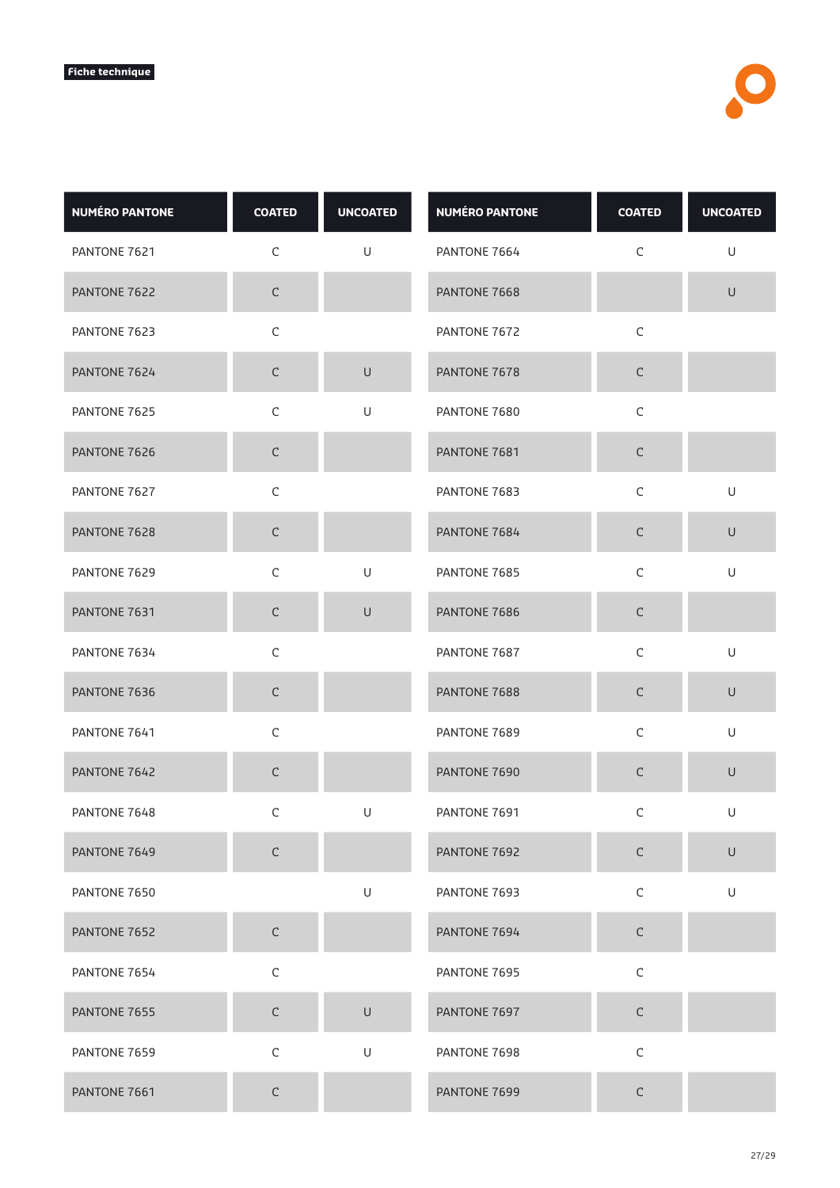Fiche technique

| NUMÉRO PANTONE | COATED | UNCOATED |
|---|---|---|
| PANTONE 7621 | C | U |
| PANTONE 7622 | C | |
| PANTONE 7623 | C | |
| PANTONE 7624 | C | U |
| PANTONE 7625 | C | U |
| PANTONE 7626 | C | |
| PANTONE 7627 | C | |
| PANTONE 7628 | C | |
| PANTONE 7629 | C | U |
| PANTONE 7631 | C | U |
| PANTONE 7634 | C | |
| PANTONE 7636 | C | |
| PANTONE 7641 | C | |
| PANTONE 7642 | C | |
| PANTONE 7648 | C | U |
| PANTONE 7649 | C | |
| PANTONE 7650 | | U |
| PANTONE 7652 | C | |
| PANTONE 7654 | C | |
| PANTONE 7655 | C | U |
| PANTONE 7659 | C | U |
| PANTONE 7661 | C | |
| PANTONE 7664 | C | U |
| PANTONE 7668 | | U |
| PANTONE 7672 | C | |
| PANTONE 7678 | C | |
| PANTONE 7680 | C | |
| PANTONE 7681 | C | |
| PANTONE 7683 | C | U |
| PANTONE 7684 | C | U |
| PANTONE 7685 | C | U |
| PANTONE 7686 | C | |
| PANTONE 7687 | C | U |
| PANTONE 7688 | C | U |
| PANTONE 7689 | C | U |
| PANTONE 7690 | C | U |
| PANTONE 7691 | C | U |
| PANTONE 7692 | C | U |
| PANTONE 7693 | C | U |
| PANTONE 7694 | C | |
| PANTONE 7695 | C | |
| PANTONE 7697 | C | |
| PANTONE 7698 | C | |
| PANTONE 7699 | C | |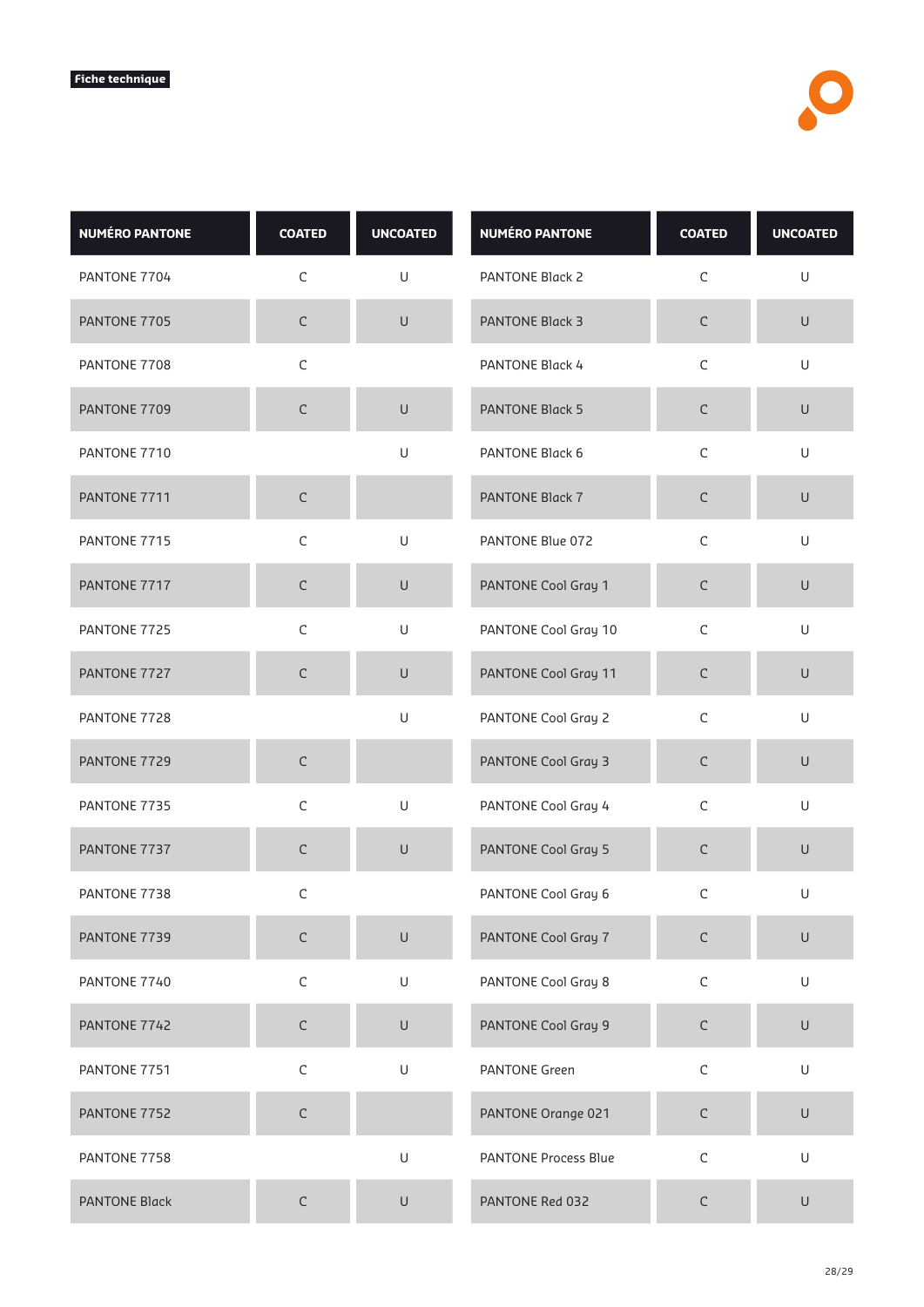Fiche technique

| NUMÉRO PANTONE | COATED | UNCOATED |
|---|---|---|
| PANTONE 7704 | C | U |
| PANTONE 7705 | C | U |
| PANTONE 7708 | C | |
| PANTONE 7709 | C | U |
| PANTONE 7710 | | U |
| PANTONE 7711 | C | |
| PANTONE 7715 | C | U |
| PANTONE 7717 | C | U |
| PANTONE 7725 | C | U |
| PANTONE 7727 | C | U |
| PANTONE 7728 | | U |
| PANTONE 7729 | C | |
| PANTONE 7735 | C | U |
| PANTONE 7737 | C | U |
| PANTONE 7738 | C | |
| PANTONE 7739 | C | U |
| PANTONE 7740 | C | U |
| PANTONE 7742 | C | U |
| PANTONE 7751 | C | U |
| PANTONE 7752 | C | |
| PANTONE 7758 | | U |
| PANTONE Black | C | U |

| NUMÉRO PANTONE | COATED | UNCOATED |
|---|---|---|
| PANTONE Black 2 | C | U |
| PANTONE Black 3 | C | U |
| PANTONE Black 4 | C | U |
| PANTONE Black 5 | C | U |
| PANTONE Black 6 | C | U |
| PANTONE Black 7 | C | U |
| PANTONE Blue 072 | C | U |
| PANTONE Cool Gray 1 | C | U |
| PANTONE Cool Gray 10 | C | U |
| PANTONE Cool Gray 11 | C | U |
| PANTONE Cool Gray 2 | C | U |
| PANTONE Cool Gray 3 | C | U |
| PANTONE Cool Gray 4 | C | U |
| PANTONE Cool Gray 5 | C | U |
| PANTONE Cool Gray 6 | C | U |
| PANTONE Cool Gray 7 | C | U |
| PANTONE Cool Gray 8 | C | U |
| PANTONE Cool Gray 9 | C | U |
| PANTONE Green | C | U |
| PANTONE Orange 021 | C | U |
| PANTONE Process Blue | C | U |
| PANTONE Red 032 | C | U |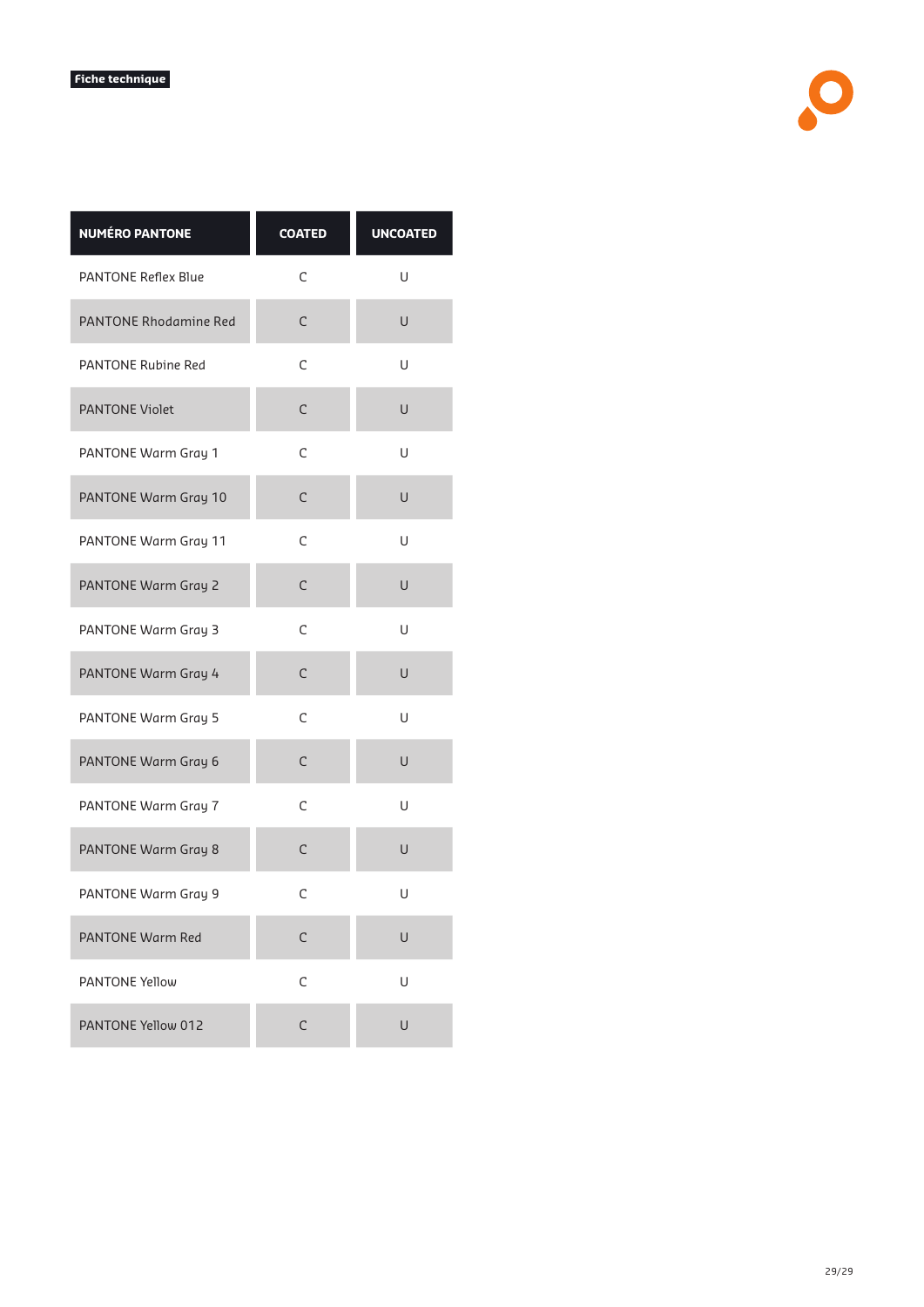| NUMÉRO PANTONE | COATED | UNCOATED |
|---|---|---|
| PANTONE Reflex Blue | C | U |
| PANTONE Rhodamine Red | C | U |
| PANTONE Rubine Red | C | U |
| PANTONE Violet | C | U |
| PANTONE Warm Gray 1 | C | U |
| PANTONE Warm Gray 10 | C | U |
| PANTONE Warm Gray 11 | C | U |
| PANTONE Warm Gray 2 | C | U |
| PANTONE Warm Gray 3 | C | U |
| PANTONE Warm Gray 4 | C | U |
| PANTONE Warm Gray 5 | C | U |
| PANTONE Warm Gray 6 | C | U |
| PANTONE Warm Gray 7 | C | U |
| PANTONE Warm Gray 8 | C | U |
| PANTONE Warm Gray 9 | C | U |
| PANTONE Warm Red | C | U |
| PANTONE Yellow | C | U |
| PANTONE Yellow 012 | C | U |